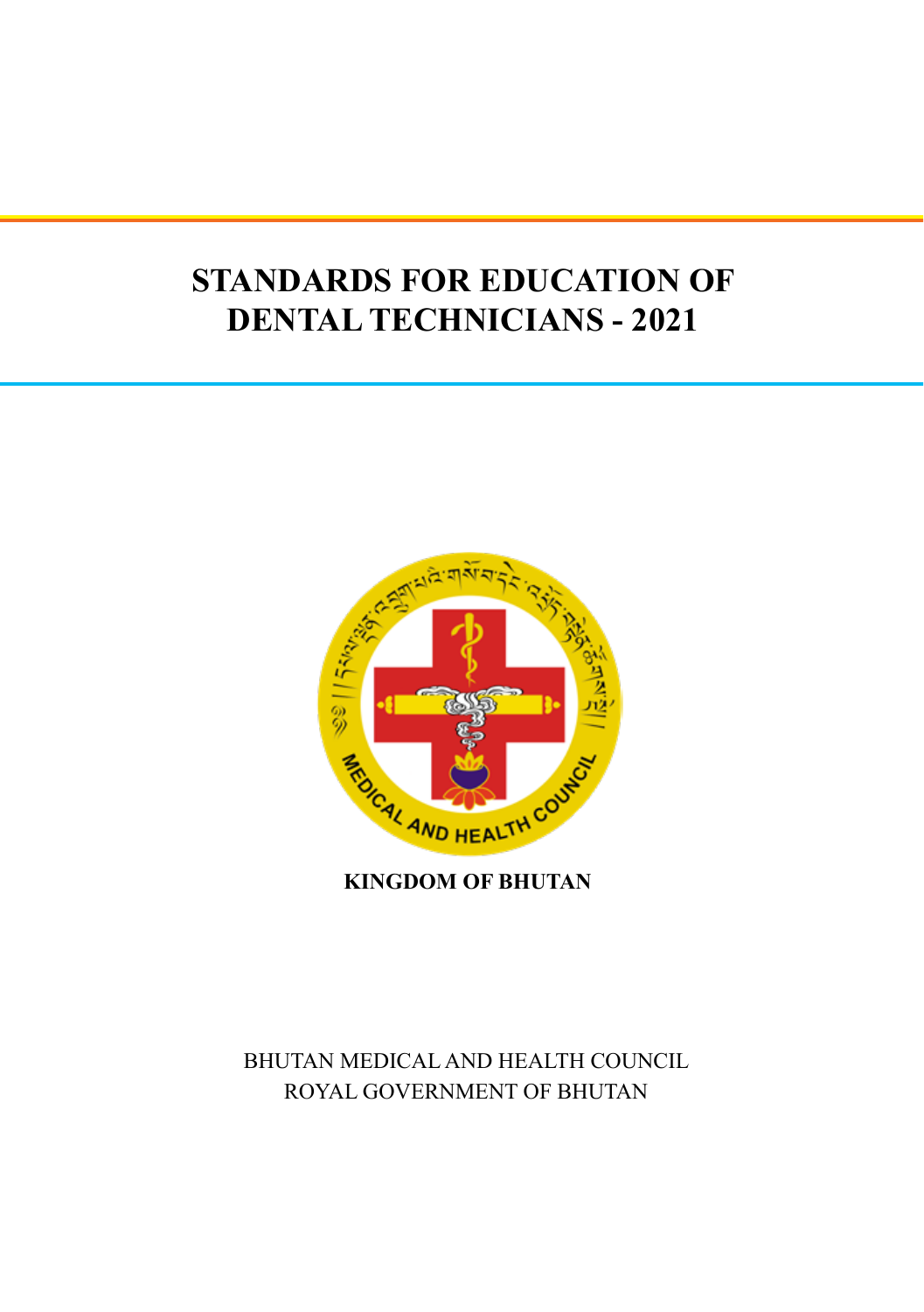# STANDARDS FOR EDUCATION OF DENTAL TECHNICIANS - 2021

**KINGDOM OF BHUTAN**

BHUTAN MEDICAL AND HEALTH COUNCIL
ROYAL GOVERNMENT OF BHUTAN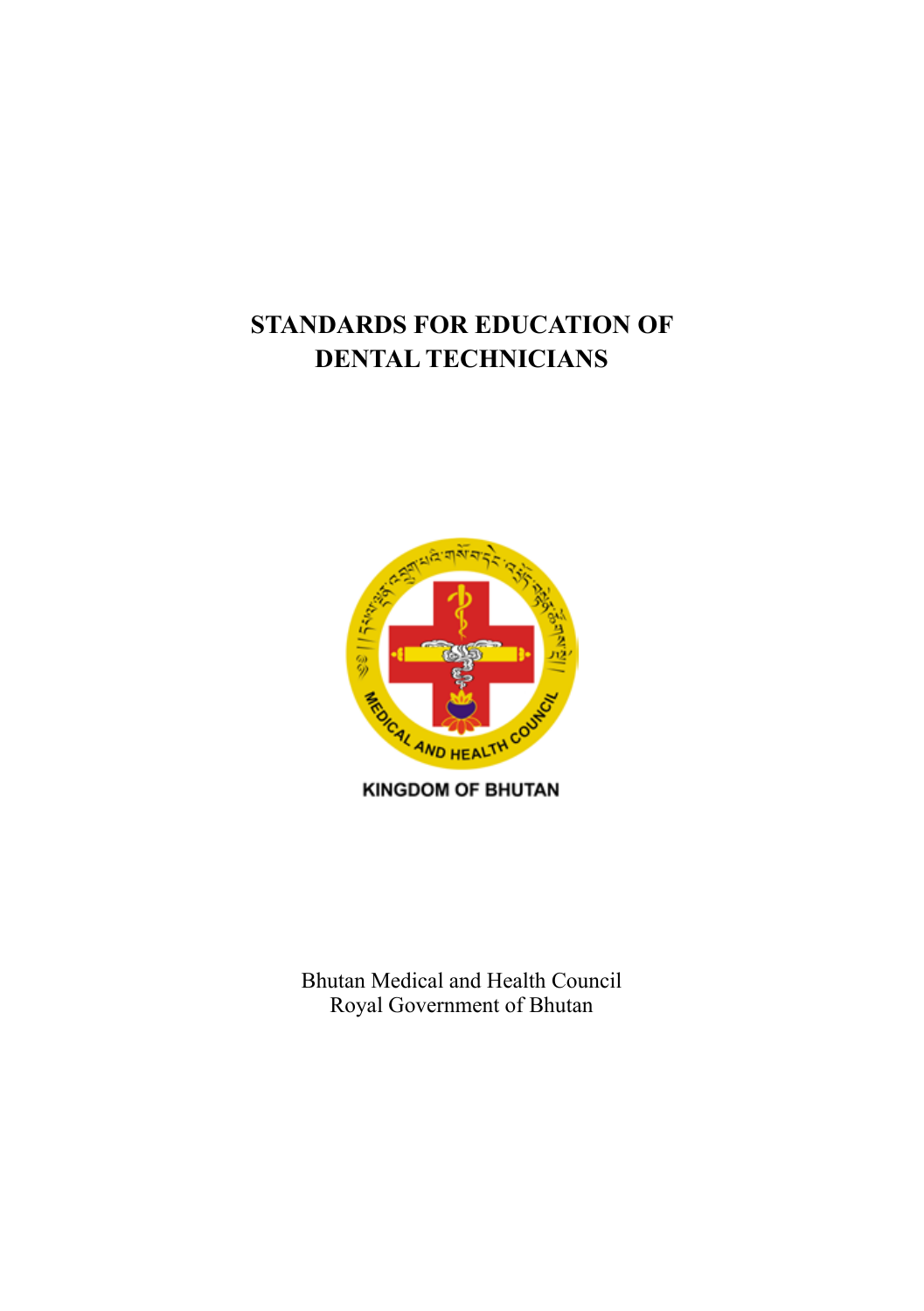# STANDARDS FOR EDUCATION OF DENTAL TECHNICIANS

KINGDOM OF BHUTAN

Bhutan Medical and Health Council
Royal Government of Bhutan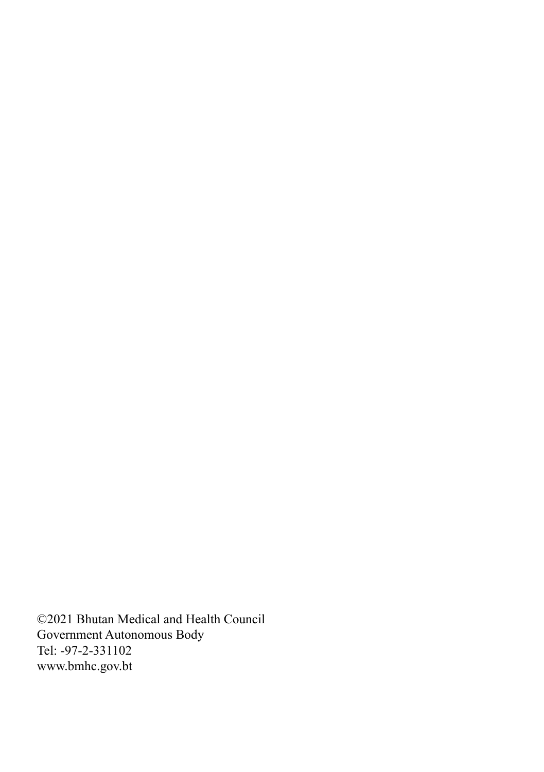©2021 Bhutan Medical and Health Council
Government Autonomous Body
Tel: -97-2-331102
www.bmhc.gov.bt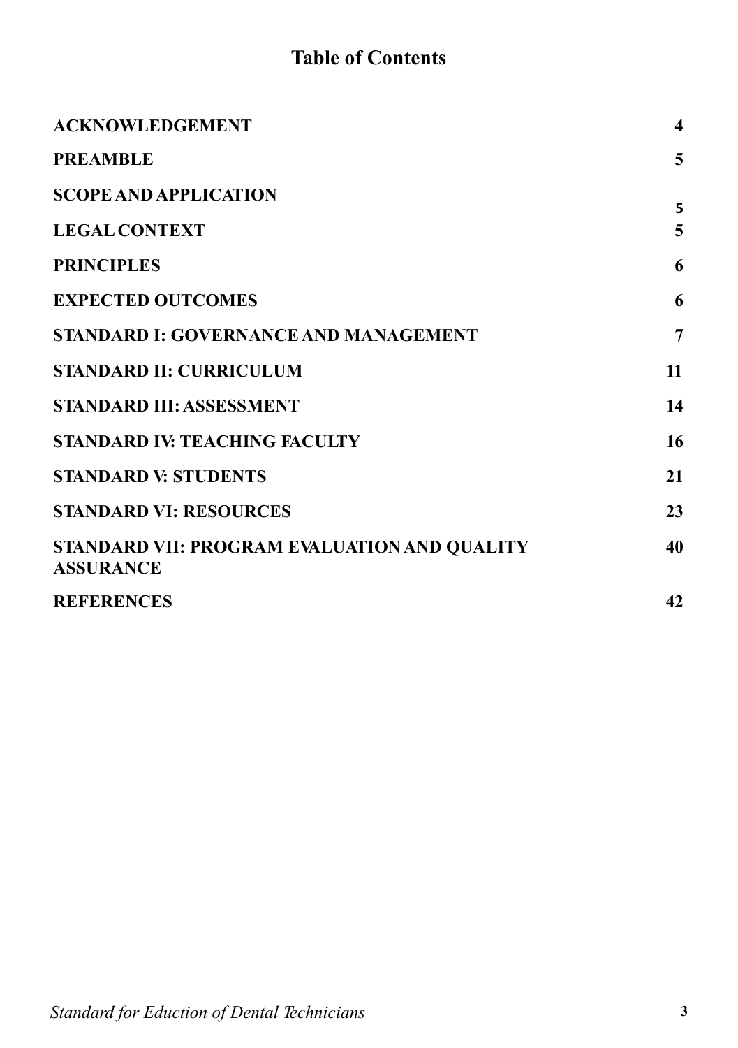# Table of Contents

| | |
|---|---|
| **ACKNOWLEDGEMENT** | **4** |
| **PREAMBLE** | **5** |
| **SCOPE AND APPLICATION** | **5** |
| **LEGAL CONTEXT** | **5** |
| **PRINCIPLES** | **6** |
| **EXPECTED OUTCOMES** | **6** |
| **STANDARD I: GOVERNANCE AND MANAGEMENT** | **7** |
| **STANDARD II: CURRICULUM** | **11** |
| **STANDARD III: ASSESSMENT** | **14** |
| **STANDARD IV: TEACHING FACULTY** | **16** |
| **STANDARD V: STUDENTS** | **21** |
| **STANDARD VI: RESOURCES** | **23** |
| **STANDARD VII: PROGRAM EVALUATION AND QUALITY ASSURANCE** | **40** |
| **REFERENCES** | **42** |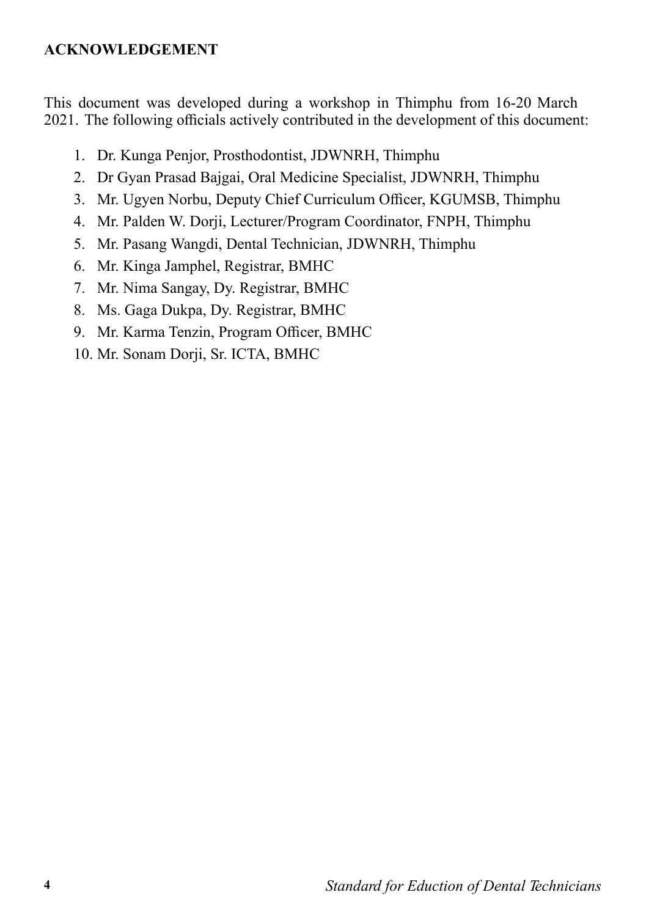## ACKNOWLEDGEMENT

This document was developed during a workshop in Thimphu from 16-20 March 2021. The following officials actively contributed in the development of this document:

1. Dr. Kunga Penjor, Prosthodontist, JDWNRH, Thimphu
2. Dr Gyan Prasad Bajgai, Oral Medicine Specialist, JDWNRH, Thimphu
3. Mr. Ugyen Norbu, Deputy Chief Curriculum Officer, KGUMSB, Thimphu
4. Mr. Palden W. Dorji, Lecturer/Program Coordinator, FNPH, Thimphu
5. Mr. Pasang Wangdi, Dental Technician, JDWNRH, Thimphu
6. Mr. Kinga Jamphel, Registrar, BMHC
7. Mr. Nima Sangay, Dy. Registrar, BMHC
8. Ms. Gaga Dukpa, Dy. Registrar, BMHC
9. Mr. Karma Tenzin, Program Officer, BMHC
10. Mr. Sonam Dorji, Sr. ICTA, BMHC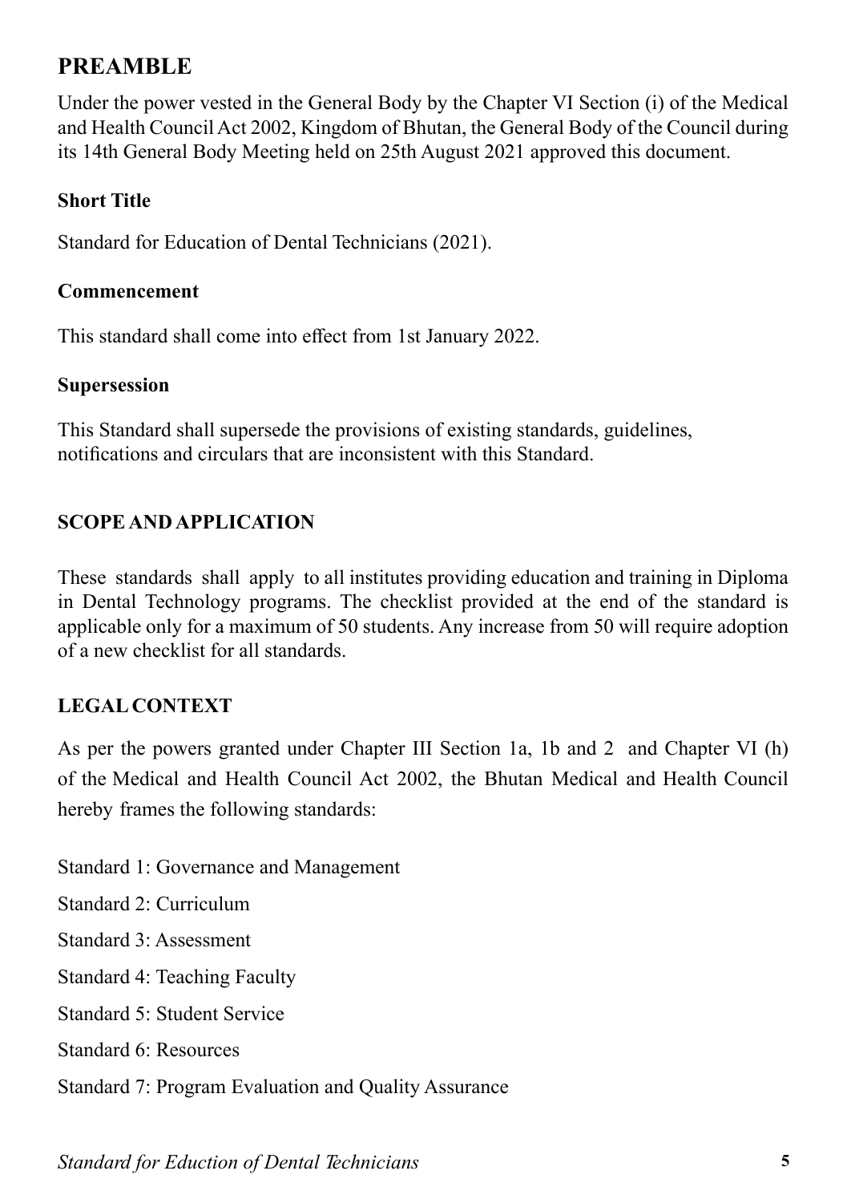## PREAMBLE

Under the power vested in the General Body by the Chapter VI Section (i) of the Medical and Health Council Act 2002, Kingdom of Bhutan, the General Body of the Council during its 14th General Body Meeting held on 25th August 2021 approved this document.

**Short Title**

Standard for Education of Dental Technicians (2021).

**Commencement**

This standard shall come into effect from 1st January 2022.

**Supersession**

This Standard shall supersede the provisions of existing standards, guidelines, notifications and circulars that are inconsistent with this Standard.

**SCOPE AND APPLICATION**

These standards shall apply to all institutes providing education and training in Diploma in Dental Technology programs. The checklist provided at the end of the standard is applicable only for a maximum of 50 students. Any increase from 50 will require adoption of a new checklist for all standards.

**LEGAL CONTEXT**

As per the powers granted under Chapter III Section 1a, 1b and 2 and Chapter VI (h) of the Medical and Health Council Act 2002, the Bhutan Medical and Health Council hereby frames the following standards:

Standard 1: Governance and Management

Standard 2: Curriculum

Standard 3: Assessment

Standard 4: Teaching Faculty

Standard 5: Student Service

Standard 6: Resources

Standard 7: Program Evaluation and Quality Assurance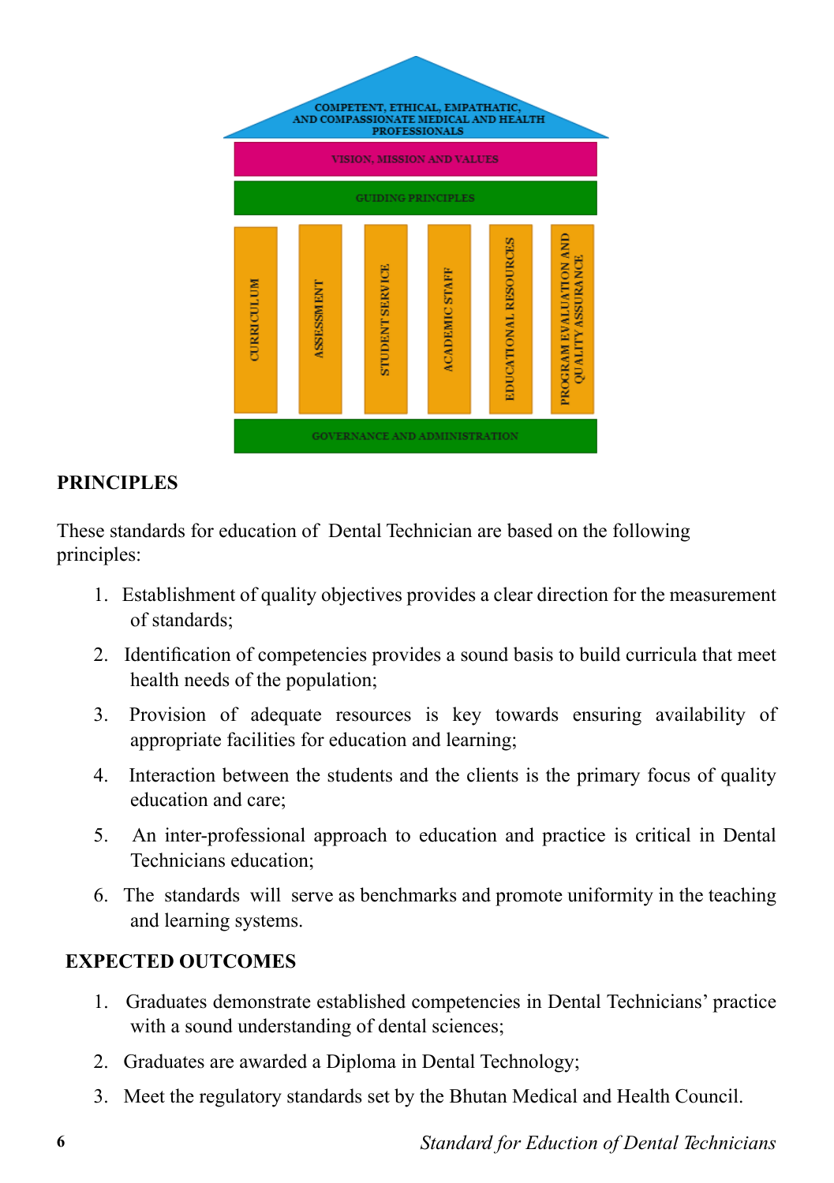COMPETENT, ETHICAL, EMPATHATIC, AND COMPASSIONATE MEDICAL AND HEALTH PROFESSIONALS

VISION, MISSION AND VALUES

GUIDING PRINCIPLES

| CURRICULUM | ASSESSMENT | STUDENT SERVICE | ACADEMIC STAFF | EDUCATIONAL RESOURCES | PROGRAM EVALUATION AND QUALITY ASSURANCE |
|---|---|---|---|---|---|

GOVERNANCE AND ADMINISTRATION

**PRINCIPLES**

These standards for education of Dental Technician are based on the following principles:

1. Establishment of quality objectives provides a clear direction for the measurement of standards;
2. Identification of competencies provides a sound basis to build curricula that meet health needs of the population;
3. Provision of adequate resources is key towards ensuring availability of appropriate facilities for education and learning;
4. Interaction between the students and the clients is the primary focus of quality education and care;
5. An inter-professional approach to education and practice is critical in Dental Technicians education;
6. The standards will serve as benchmarks and promote uniformity in the teaching and learning systems.

**EXPECTED OUTCOMES**

1. Graduates demonstrate established competencies in Dental Technicians' practice with a sound understanding of dental sciences;
2. Graduates are awarded a Diploma in Dental Technology;
3. Meet the regulatory standards set by the Bhutan Medical and Health Council.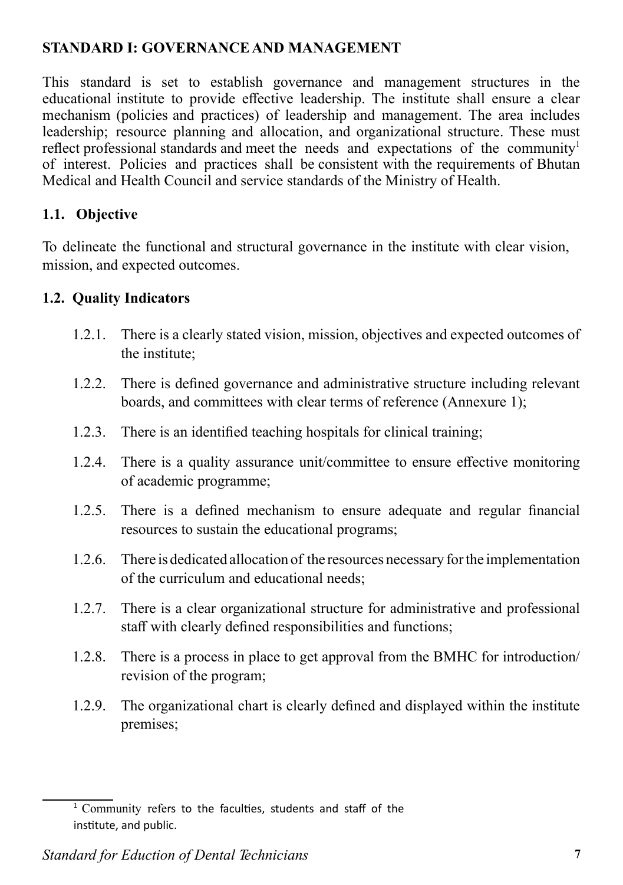## STANDARD I: GOVERNANCE AND MANAGEMENT

This standard is set to establish governance and management structures in the educational institute to provide effective leadership. The institute shall ensure a clear mechanism (policies and practices) of leadership and management. The area includes leadership; resource planning and allocation, and organizational structure. These must reflect professional standards and meet the needs and expectations of the community[1] of interest. Policies and practices shall be consistent with the requirements of Bhutan Medical and Health Council and service standards of the Ministry of Health.

### 1.1. Objective

To delineate the functional and structural governance in the institute with clear vision, mission, and expected outcomes.

### 1.2. Quality Indicators

1.2.1. There is a clearly stated vision, mission, objectives and expected outcomes of the institute;

1.2.2. There is defined governance and administrative structure including relevant boards, and committees with clear terms of reference (Annexure 1);

1.2.3. There is an identified teaching hospitals for clinical training;

1.2.4. There is a quality assurance unit/committee to ensure effective monitoring of academic programme;

1.2.5. There is a defined mechanism to ensure adequate and regular financial resources to sustain the educational programs;

1.2.6. There is dedicated allocation of the resources necessary for the implementation of the curriculum and educational needs;

1.2.7. There is a clear organizational structure for administrative and professional staff with clearly defined responsibilities and functions;

1.2.8. There is a process in place to get approval from the BMHC for introduction/revision of the program;

1.2.9. The organizational chart is clearly defined and displayed within the institute premises;

---

[1] Community refers to the faculties, students and staff of the institute, and public.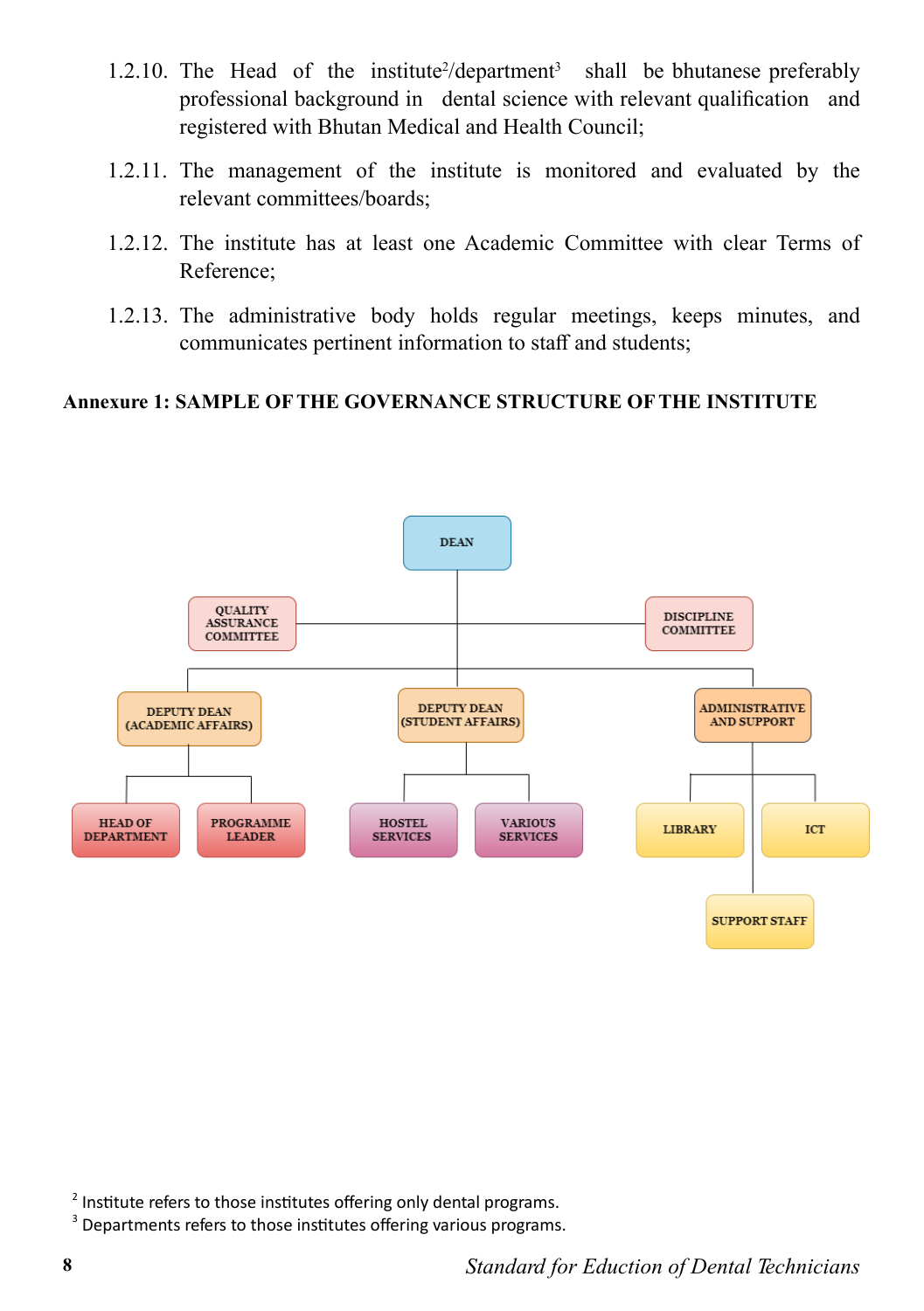1.2.10. The Head of the institute[2]/department[3] shall be bhutanese preferably professional background in dental science with relevant qualification and registered with Bhutan Medical and Health Council;

1.2.11. The management of the institute is monitored and evaluated by the relevant committees/boards;

1.2.12. The institute has at least one Academic Committee with clear Terms of Reference;

1.2.13. The administrative body holds regular meetings, keeps minutes, and communicates pertinent information to staff and students;

**Annexure 1: SAMPLE OF THE GOVERNANCE STRUCTURE OF THE INSTITUTE**

- DEAN
  - QUALITY ASSURANCE COMMITTEE
  - DISCIPLINE COMMITTEE
  - DEPUTY DEAN (ACADEMIC AFFAIRS)
    - HEAD OF DEPARTMENT
    - PROGRAMME LEADER
  - DEPUTY DEAN (STUDENT AFFAIRS)
    - HOSTEL SERVICES
    - VARIOUS SERVICES
  - ADMINISTRATIVE AND SUPPORT
    - LIBRARY
    - ICT
    - SUPPORT STAFF

[2] Institute refers to those institutes offering only dental programs.
[3] Departments refers to those institutes offering various programs.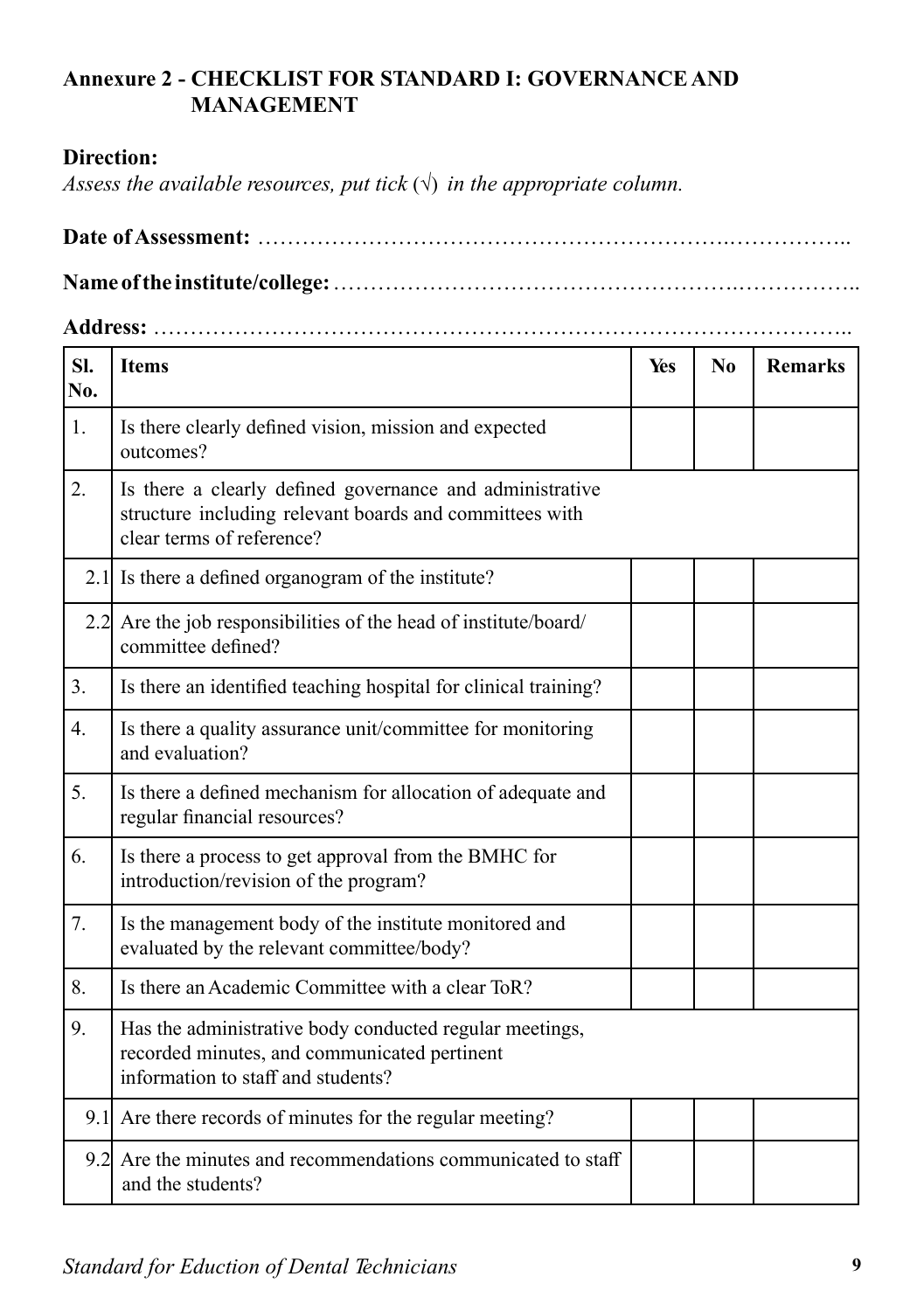## Annexure 2 - CHECKLIST FOR STANDARD I: GOVERNANCE AND MANAGEMENT

**Direction:**

*Assess the available resources, put tick* (√) *in the appropriate column.*

**Date of Assessment:** ……………………………………………………….……………..

**Name of the institute/college:** …………………………………………….……………..

**Address:** ……………………………………………………………………………..

| Sl. No. | Items | Yes | No | Remarks |
|---|---|---|---|---|
| 1. | Is there clearly defined vision, mission and expected outcomes? | | | |
| 2. | Is there a clearly defined governance and administrative structure including relevant boards and committees with clear terms of reference? | | | |
| 2.1 | Is there a defined organogram of the institute? | | | |
| 2.2 | Are the job responsibilities of the head of institute/board/ committee defined? | | | |
| 3. | Is there an identified teaching hospital for clinical training? | | | |
| 4. | Is there a quality assurance unit/committee for monitoring and evaluation? | | | |
| 5. | Is there a defined mechanism for allocation of adequate and regular financial resources? | | | |
| 6. | Is there a process to get approval from the BMHC for introduction/revision of the program? | | | |
| 7. | Is the management body of the institute monitored and evaluated by the relevant committee/body? | | | |
| 8. | Is there an Academic Committee with a clear ToR? | | | |
| 9. | Has the administrative body conducted regular meetings, recorded minutes, and communicated pertinent information to staff and students? | | | |
| 9.1 | Are there records of minutes for the regular meeting? | | | |
| 9.2 | Are the minutes and recommendations communicated to staff and the students? | | | |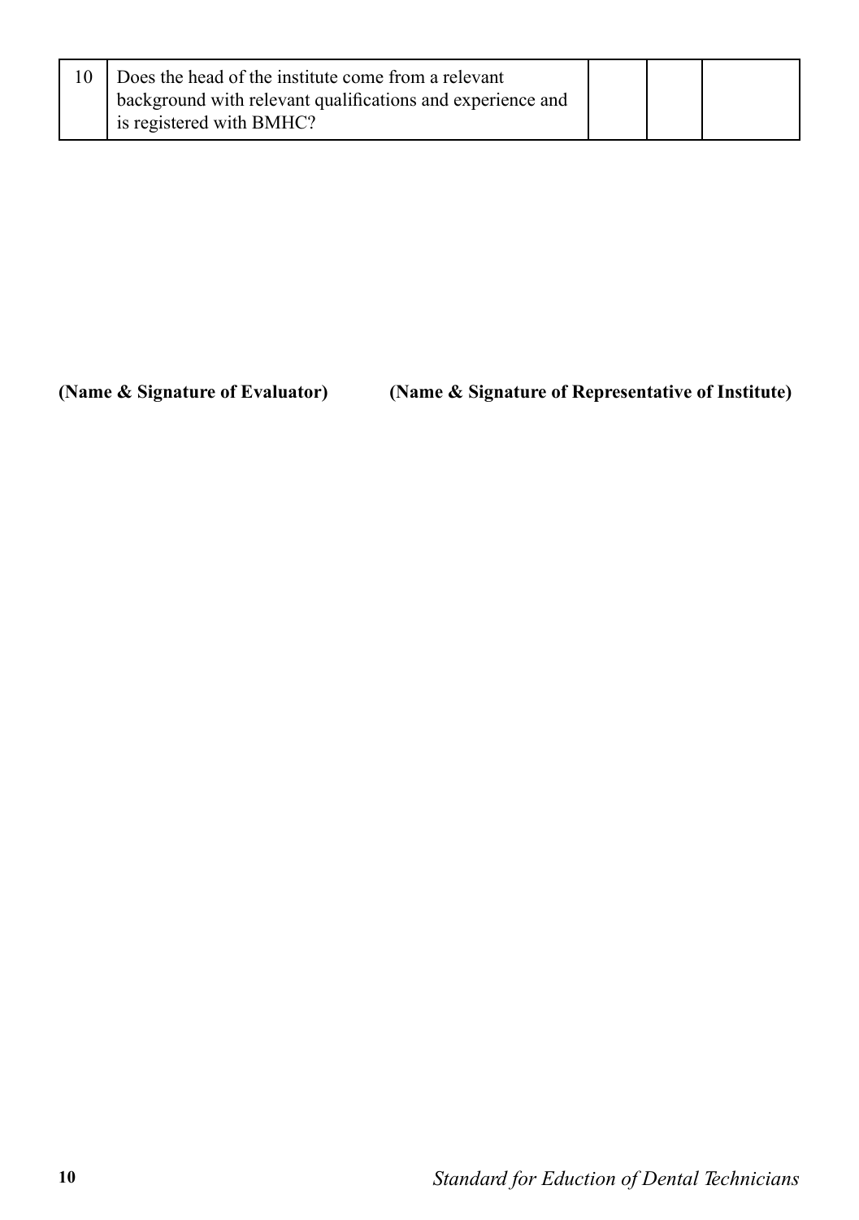| | | | | |
|---|---|---|---|---|
| 10 | Does the head of the institute come from a relevant background with relevant qualifications and experience and is registered with BMHC? | | | |

**(Name & Signature of Evaluator)** **(Name & Signature of Representative of Institute)**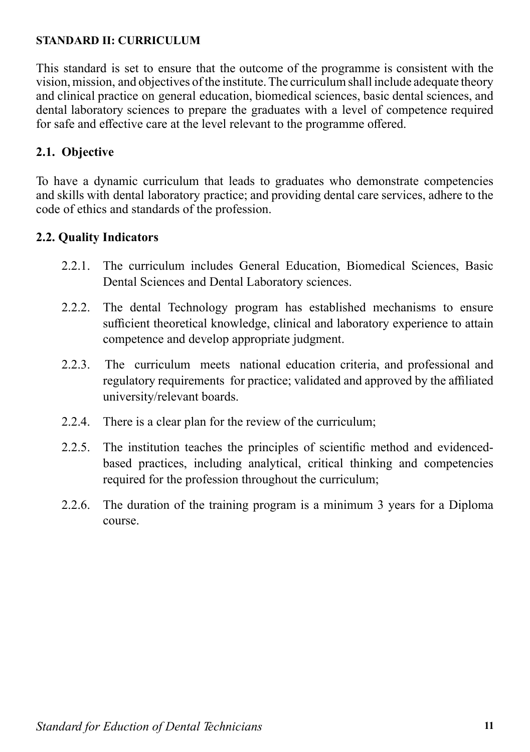## STANDARD II: CURRICULUM

This standard is set to ensure that the outcome of the programme is consistent with the vision, mission, and objectives of the institute. The curriculum shall include adequate theory and clinical practice on general education, biomedical sciences, basic dental sciences, and dental laboratory sciences to prepare the graduates with a level of competence required for safe and effective care at the level relevant to the programme offered.

### 2.1. Objective

To have a dynamic curriculum that leads to graduates who demonstrate competencies and skills with dental laboratory practice; and providing dental care services, adhere to the code of ethics and standards of the profession.

### 2.2. Quality Indicators

- 2.2.1. The curriculum includes General Education, Biomedical Sciences, Basic Dental Sciences and Dental Laboratory sciences.
- 2.2.2. The dental Technology program has established mechanisms to ensure sufficient theoretical knowledge, clinical and laboratory experience to attain competence and develop appropriate judgment.
- 2.2.3. The curriculum meets national education criteria, and professional and regulatory requirements for practice; validated and approved by the affiliated university/relevant boards.
- 2.2.4. There is a clear plan for the review of the curriculum;
- 2.2.5. The institution teaches the principles of scientific method and evidenced-based practices, including analytical, critical thinking and competencies required for the profession throughout the curriculum;
- 2.2.6. The duration of the training program is a minimum 3 years for a Diploma course.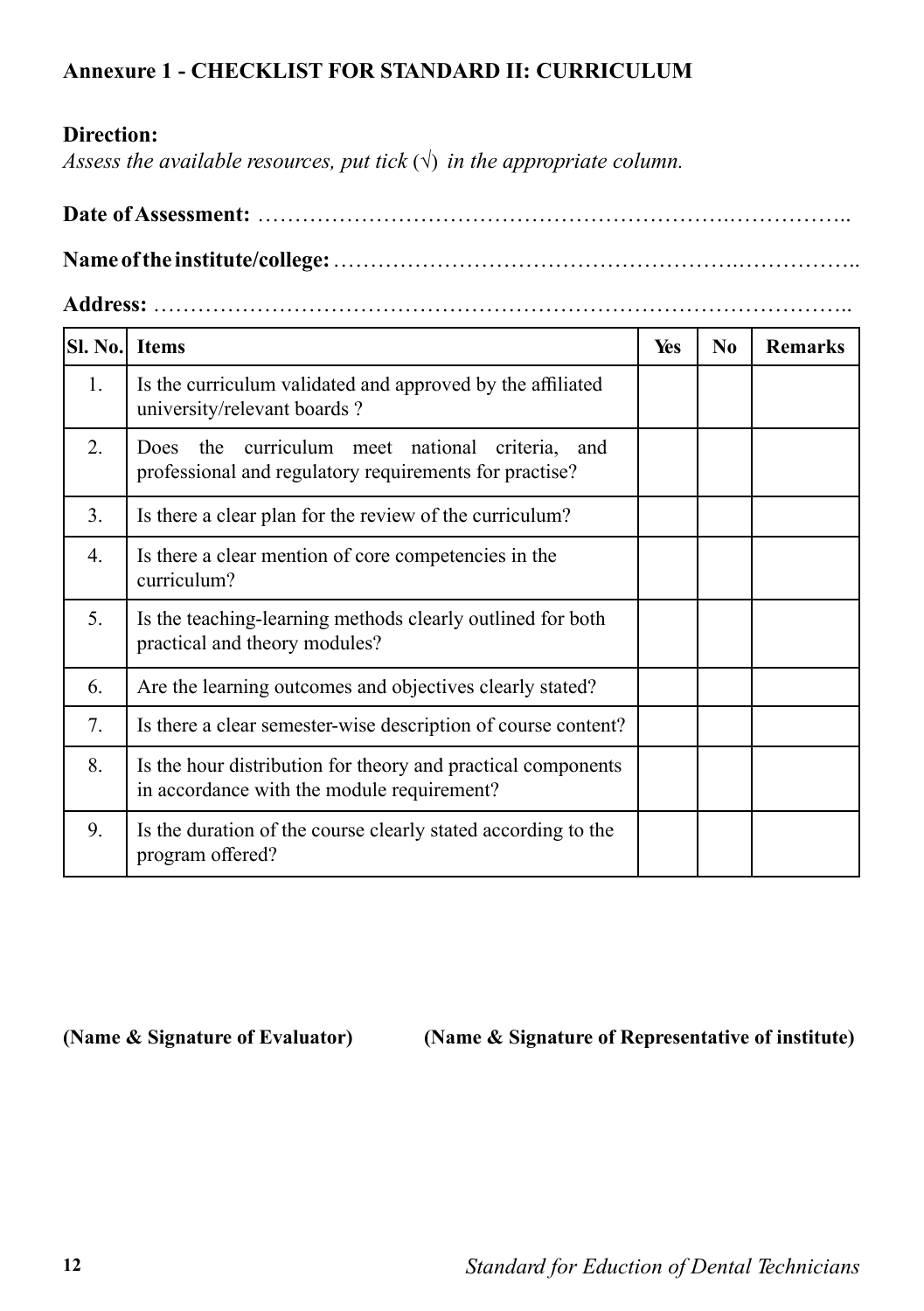## Annexure 1 - CHECKLIST FOR STANDARD II: CURRICULUM

**Direction:**

*Assess the available resources, put tick (√) in the appropriate column.*

**Date of Assessment:** ……………………………………………………….……………..

**Name of the institute/college:** ……………………………………………….……………..

**Address:** ………………………………………………………………………………..

| Sl. No. | Items | Yes | No | Remarks |
|---|---|---|---|---|
| 1. | Is the curriculum validated and approved by the affiliated university/relevant boards ? | | | |
| 2. | Does the curriculum meet national criteria, and professional and regulatory requirements for practise? | | | |
| 3. | Is there a clear plan for the review of the curriculum? | | | |
| 4. | Is there a clear mention of core competencies in the curriculum? | | | |
| 5. | Is the teaching-learning methods clearly outlined for both practical and theory modules? | | | |
| 6. | Are the learning outcomes and objectives clearly stated? | | | |
| 7. | Is there a clear semester-wise description of course content? | | | |
| 8. | Is the hour distribution for theory and practical components in accordance with the module requirement? | | | |
| 9. | Is the duration of the course clearly stated according to the program offered? | | | |

**(Name & Signature of Evaluator)** **(Name & Signature of Representative of institute)**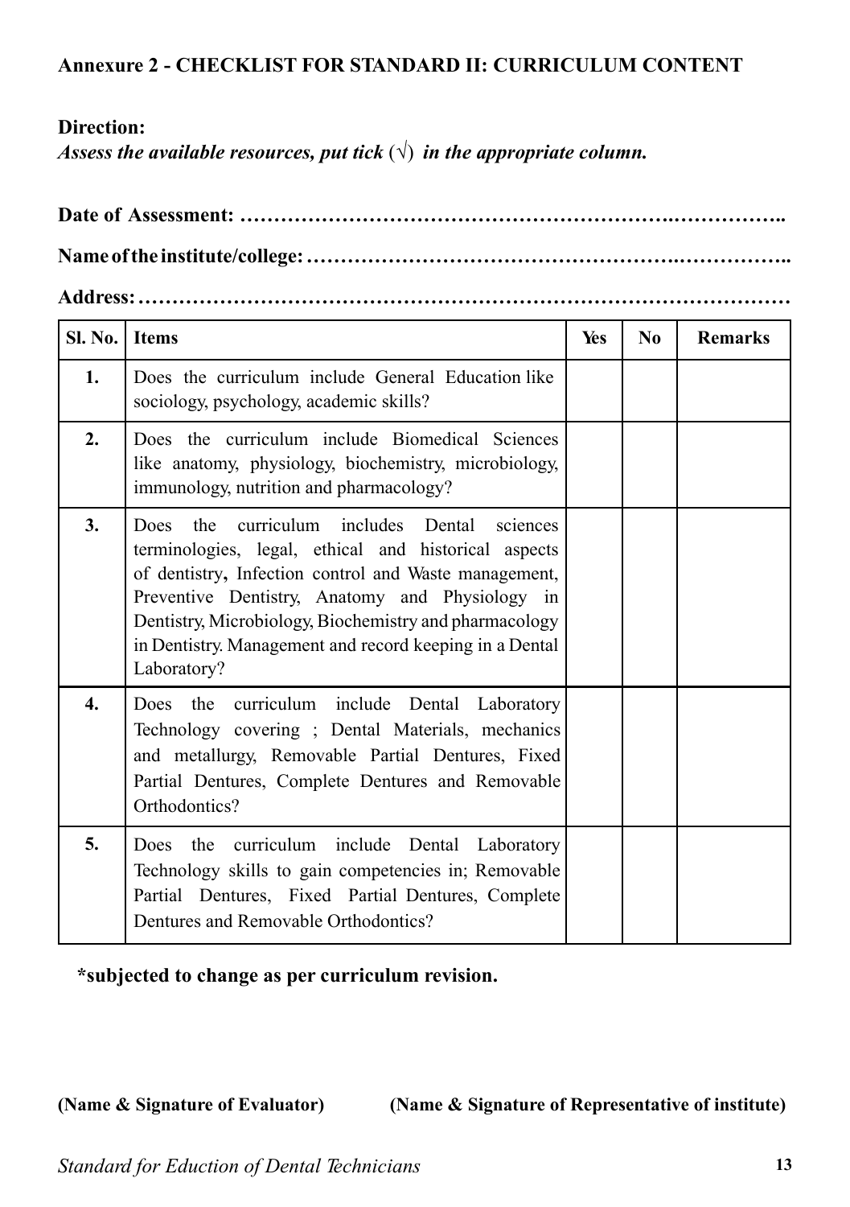**Annexure 2 - CHECKLIST FOR STANDARD II: CURRICULUM CONTENT**

**Direction:**

***Assess the available resources, put tick (√) in the appropriate column.***

**Date of Assessment: ……………………………………………………….……………..**

**Name of the institute/college: ………………………………………….…………….. **

**Address: ……………………………………………………………………………………**

| Sl. No. | Items | Yes | No | Remarks |
|---|---|---|---|---|
| 1. | Does the curriculum include General Education like sociology, psychology, academic skills? | | | |
| 2. | Does the curriculum include Biomedical Sciences like anatomy, physiology, biochemistry, microbiology, immunology, nutrition and pharmacology? | | | |
| 3. | Does the curriculum includes Dental sciences terminologies, legal, ethical and historical aspects of dentistry, Infection control and Waste management, Preventive Dentistry, Anatomy and Physiology in Dentistry, Microbiology, Biochemistry and pharmacology in Dentistry. Management and record keeping in a Dental Laboratory? | | | |
| 4. | Does the curriculum include Dental Laboratory Technology covering ; Dental Materials, mechanics and metallurgy, Removable Partial Dentures, Fixed Partial Dentures, Complete Dentures and Removable Orthodontics? | | | |
| 5. | Does the curriculum include Dental Laboratory Technology skills to gain competencies in; Removable Partial Dentures, Fixed Partial Dentures, Complete Dentures and Removable Orthodontics? | | | |

**\*subjected to change as per curriculum revision.**

**(Name & Signature of Evaluator)** **(Name & Signature of Representative of institute)**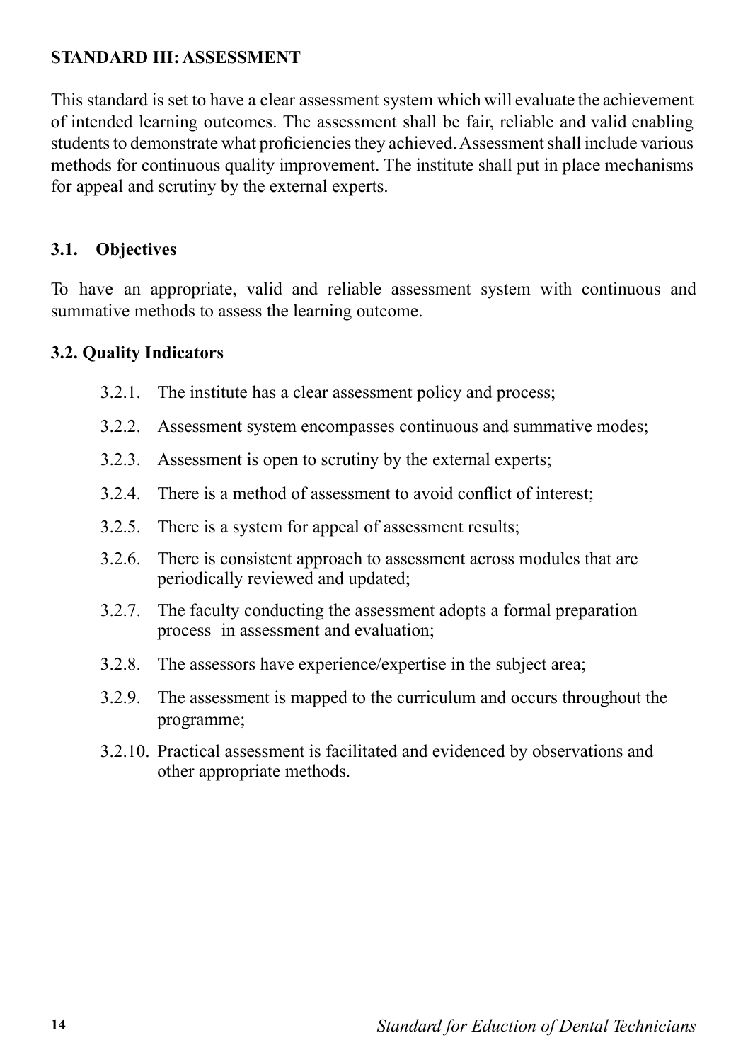## STANDARD III: ASSESSMENT

This standard is set to have a clear assessment system which will evaluate the achievement of intended learning outcomes. The assessment shall be fair, reliable and valid enabling students to demonstrate what proficiencies they achieved. Assessment shall include various methods for continuous quality improvement. The institute shall put in place mechanisms for appeal and scrutiny by the external experts.

### 3.1. Objectives

To have an appropriate, valid and reliable assessment system with continuous and summative methods to assess the learning outcome.

### 3.2. Quality Indicators

- 3.2.1. The institute has a clear assessment policy and process;
- 3.2.2. Assessment system encompasses continuous and summative modes;
- 3.2.3. Assessment is open to scrutiny by the external experts;
- 3.2.4. There is a method of assessment to avoid conflict of interest;
- 3.2.5. There is a system for appeal of assessment results;
- 3.2.6. There is consistent approach to assessment across modules that are periodically reviewed and updated;
- 3.2.7. The faculty conducting the assessment adopts a formal preparation process in assessment and evaluation;
- 3.2.8. The assessors have experience/expertise in the subject area;
- 3.2.9. The assessment is mapped to the curriculum and occurs throughout the programme;
- 3.2.10. Practical assessment is facilitated and evidenced by observations and other appropriate methods.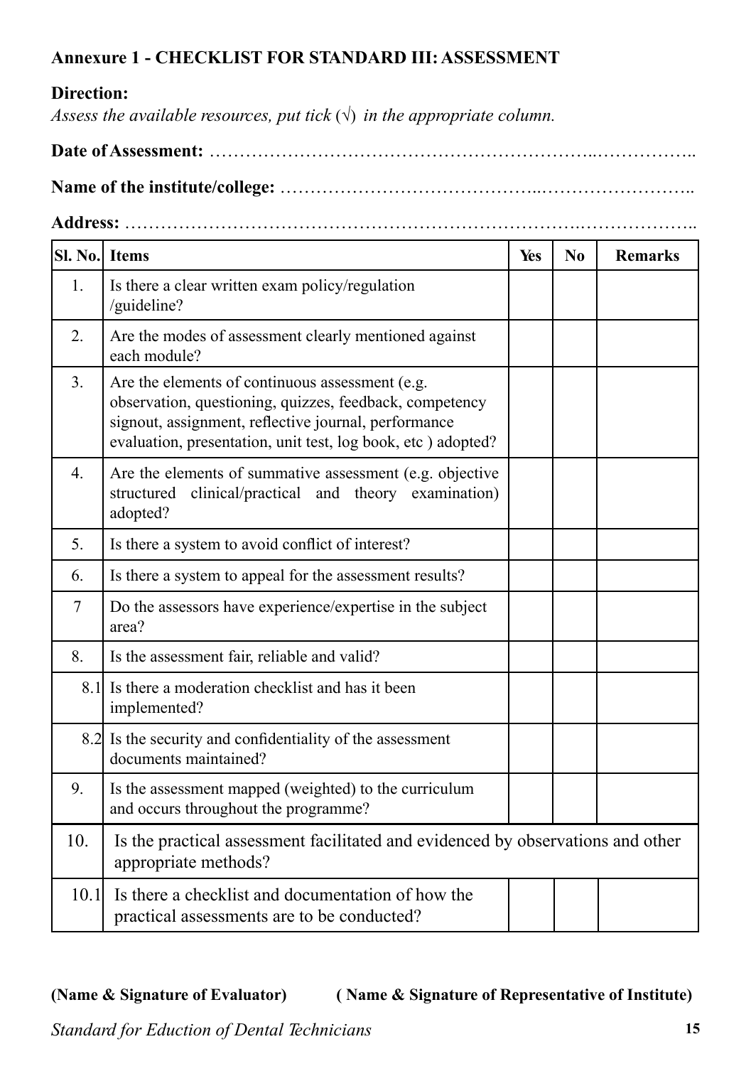**Annexure 1 - CHECKLIST FOR STANDARD III: ASSESSMENT**

**Direction:**

*Assess the available resources, put tick* (√) *in the appropriate column.*

**Date of Assessment:** ……………………………………………………..……………..

**Name of the institute/college:** …………………………………..……………………..

**Address:** ……………………………………………………………….………………..

| Sl. No. | Items | Yes | No | Remarks |
|---|---|---|---|---|
| 1. | Is there a clear written exam policy/regulation /guideline? | | | |
| 2. | Are the modes of assessment clearly mentioned against each module? | | | |
| 3. | Are the elements of continuous assessment (e.g. observation, questioning, quizzes, feedback, competency signout, assignment, reflective journal, performance evaluation, presentation, unit test, log book, etc ) adopted? | | | |
| 4. | Are the elements of summative assessment (e.g. objective structured clinical/practical and theory examination) adopted? | | | |
| 5. | Is there a system to avoid conflict of interest? | | | |
| 6. | Is there a system to appeal for the assessment results? | | | |
| 7 | Do the assessors have experience/expertise in the subject area? | | | |
| 8. | Is the assessment fair, reliable and valid? | | | |
| 8.1 | Is there a moderation checklist and has it been implemented? | | | |
| 8.2 | Is the security and confidentiality of the assessment documents maintained? | | | |
| 9. | Is the assessment mapped (weighted) to the curriculum and occurs throughout the programme? | | | |
| 10. | Is the practical assessment facilitated and evidenced by observations and other appropriate methods? | | | |
| 10.1 | Is there a checklist and documentation of how the practical assessments are to be conducted? | | | |

**(Name & Signature of Evaluator)** **( Name & Signature of Representative of Institute)**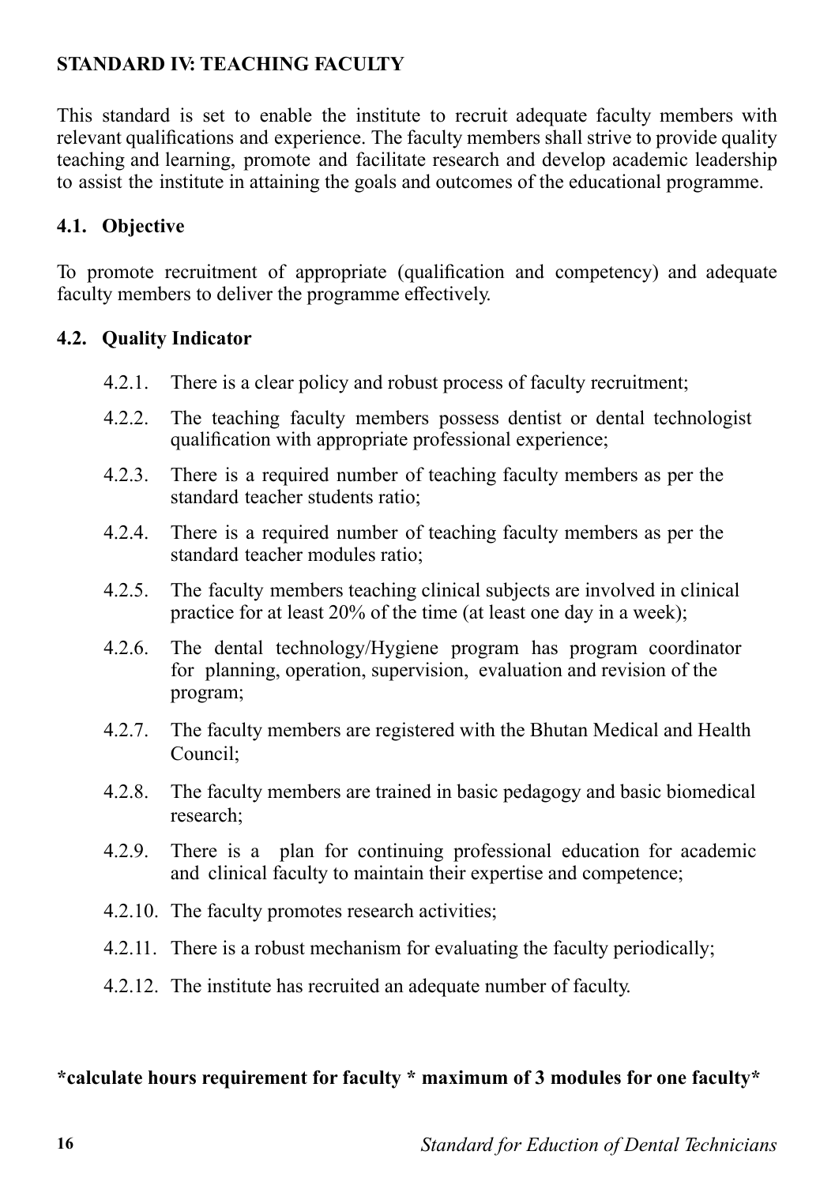## STANDARD IV: TEACHING FACULTY

This standard is set to enable the institute to recruit adequate faculty members with relevant qualifications and experience. The faculty members shall strive to provide quality teaching and learning, promote and facilitate research and develop academic leadership to assist the institute in attaining the goals and outcomes of the educational programme.

### 4.1. Objective

To promote recruitment of appropriate (qualification and competency) and adequate faculty members to deliver the programme effectively.

### 4.2. Quality Indicator

- 4.2.1. There is a clear policy and robust process of faculty recruitment;
- 4.2.2. The teaching faculty members possess dentist or dental technologist qualification with appropriate professional experience;
- 4.2.3. There is a required number of teaching faculty members as per the standard teacher students ratio;
- 4.2.4. There is a required number of teaching faculty members as per the standard teacher modules ratio;
- 4.2.5. The faculty members teaching clinical subjects are involved in clinical practice for at least 20% of the time (at least one day in a week);
- 4.2.6. The dental technology/Hygiene program has program coordinator for planning, operation, supervision, evaluation and revision of the program;
- 4.2.7. The faculty members are registered with the Bhutan Medical and Health Council;
- 4.2.8. The faculty members are trained in basic pedagogy and basic biomedical research;
- 4.2.9. There is a plan for continuing professional education for academic and clinical faculty to maintain their expertise and competence;
- 4.2.10. The faculty promotes research activities;
- 4.2.11. There is a robust mechanism for evaluating the faculty periodically;
- 4.2.12. The institute has recruited an adequate number of faculty.

**\*calculate hours requirement for faculty \* maximum of 3 modules for one faculty\***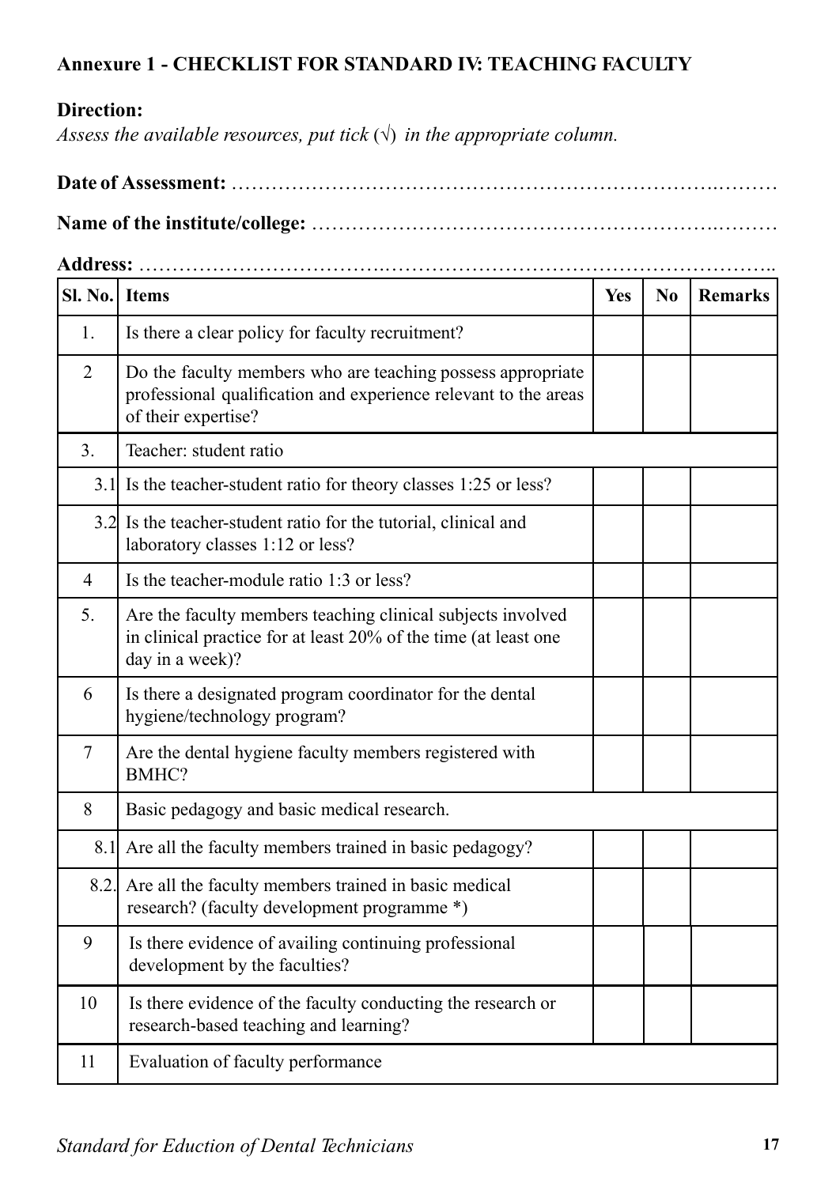## Annexure 1 - CHECKLIST FOR STANDARD IV: TEACHING FACULTY

**Direction:**

*Assess the available resources, put tick (√) in the appropriate column.*

**Date of Assessment:** ……………………………………………………………….………

**Name of the institute/college:** ……………………………………………………….………

**Address:** ……………………………….………………………………………………..

| Sl. No. | Items | Yes | No | Remarks |
|---|---|---|---|---|
| 1. | Is there a clear policy for faculty recruitment? | | | |
| 2 | Do the faculty members who are teaching possess appropriate professional qualification and experience relevant to the areas of their expertise? | | | |
| 3. | Teacher: student ratio | | | |
| 3.1 | Is the teacher-student ratio for theory classes 1:25 or less? | | | |
| 3.2 | Is the teacher-student ratio for the tutorial, clinical and laboratory classes 1:12 or less? | | | |
| 4 | Is the teacher-module ratio 1:3 or less? | | | |
| 5. | Are the faculty members teaching clinical subjects involved in clinical practice for at least 20% of the time (at least one day in a week)? | | | |
| 6 | Is there a designated program coordinator for the dental hygiene/technology program? | | | |
| 7 | Are the dental hygiene faculty members registered with BMHC? | | | |
| 8 | Basic pedagogy and basic medical research. | | | |
| 8.1 | Are all the faculty members trained in basic pedagogy? | | | |
| 8.2. | Are all the faculty members trained in basic medical research? (faculty development programme *) | | | |
| 9 | Is there evidence of availing continuing professional development by the faculties? | | | |
| 10 | Is there evidence of the faculty conducting the research or research-based teaching and learning? | | | |
| 11 | Evaluation of faculty performance | | | |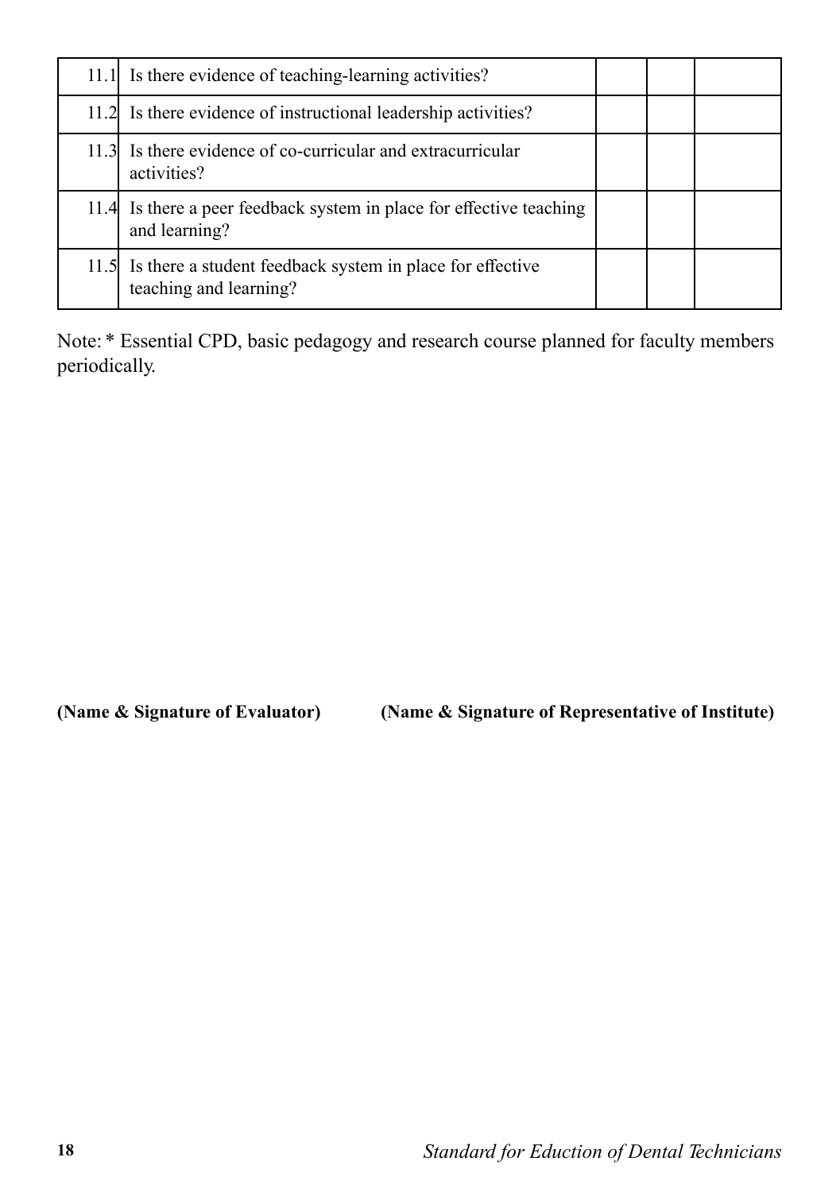| | | | | |
|---|---|---|---|---|
| 11.1 | Is there evidence of teaching-learning activities? | | | |
| 11.2 | Is there evidence of instructional leadership activities? | | | |
| 11.3 | Is there evidence of co-curricular and extracurricular activities? | | | |
| 11.4 | Is there a peer feedback system in place for effective teaching and learning? | | | |
| 11.5 | Is there a student feedback system in place for effective teaching and learning? | | | |

Note: * Essential CPD, basic pedagogy and research course planned for faculty members periodically.

**(Name & Signature of Evaluator)** **(Name & Signature of Representative of Institute)**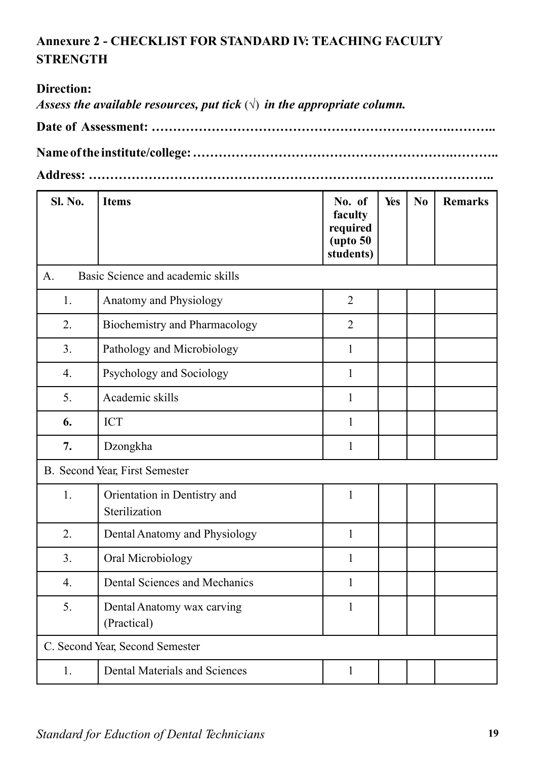## Annexure 2 - CHECKLIST FOR STANDARD IV: TEACHING FACULTY STRENGTH

**Direction:**
***Assess the available resources, put tick (√) in the appropriate column.***

**Date of Assessment: …………………………………………………………….………..**

**Name of the institute/college: ……………………………………………………….………..**

**Address: ……………………………………………………………………………..**

| Sl. No. | Items | No. of faculty required (upto 50 students) | Yes | No | Remarks |
|---|---|---|---|---|---|
| A. | Basic Science and academic skills | | | | |
| 1. | Anatomy and Physiology | 2 | | | |
| 2. | Biochemistry and Pharmacology | 2 | | | |
| 3. | Pathology and Microbiology | 1 | | | |
| 4. | Psychology and Sociology | 1 | | | |
| 5. | Academic skills | 1 | | | |
| **6.** | ICT | 1 | | | |
| **7.** | Dzongkha | 1 | | | |
| B. Second Year, First Semester | | | | | |
| 1. | Orientation in Dentistry and Sterilization | 1 | | | |
| 2. | Dental Anatomy and Physiology | 1 | | | |
| 3. | Oral Microbiology | 1 | | | |
| 4. | Dental Sciences and Mechanics | 1 | | | |
| 5. | Dental Anatomy wax carving (Practical) | 1 | | | |
| C. Second Year, Second Semester | | | | | |
| 1. | Dental Materials and Sciences | 1 | | | |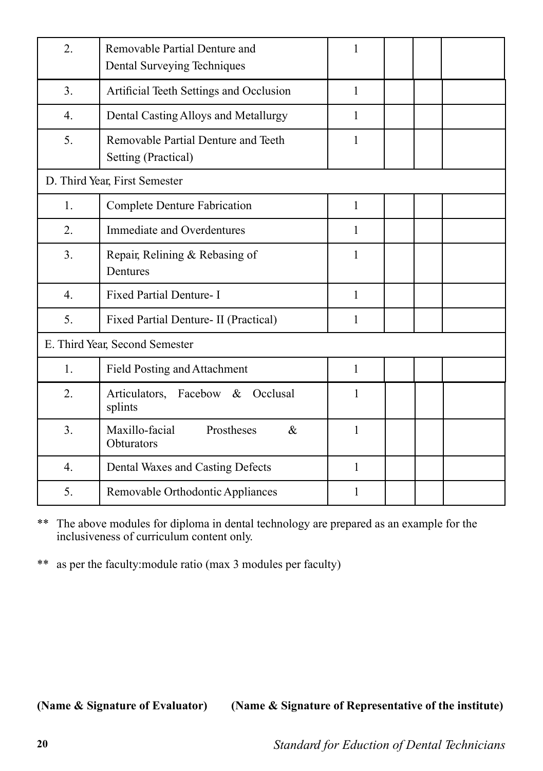| | | | | | |
|---|---|---|---|---|---|
| 2. | Removable Partial Denture and Dental Surveying Techniques | 1 | | | |
| 3. | Artificial Teeth Settings and Occlusion | 1 | | | |
| 4. | Dental Casting Alloys and Metallurgy | 1 | | | |
| 5. | Removable Partial Denture and Teeth Setting (Practical) | 1 | | | |
| D. Third Year, First Semester | | | | | |
| 1. | Complete Denture Fabrication | 1 | | | |
| 2. | Immediate and Overdentures | 1 | | | |
| 3. | Repair, Relining & Rebasing of Dentures | 1 | | | |
| 4. | Fixed Partial Denture- I | 1 | | | |
| 5. | Fixed Partial Denture- II (Practical) | 1 | | | |
| E. Third Year, Second Semester | | | | | |
| 1. | Field Posting and Attachment | 1 | | | |
| 2. | Articulators, Facebow & Occlusal splints | 1 | | | |
| 3. | Maxillo-facial Prostheses & Obturators | 1 | | | |
| 4. | Dental Waxes and Casting Defects | 1 | | | |
| 5. | Removable Orthodontic Appliances | 1 | | | |

** The above modules for diploma in dental technology are prepared as an example for the inclusiveness of curriculum content only.

** as per the faculty:module ratio (max 3 modules per faculty)

**(Name & Signature of Evaluator)** **(Name & Signature of Representative of the institute)**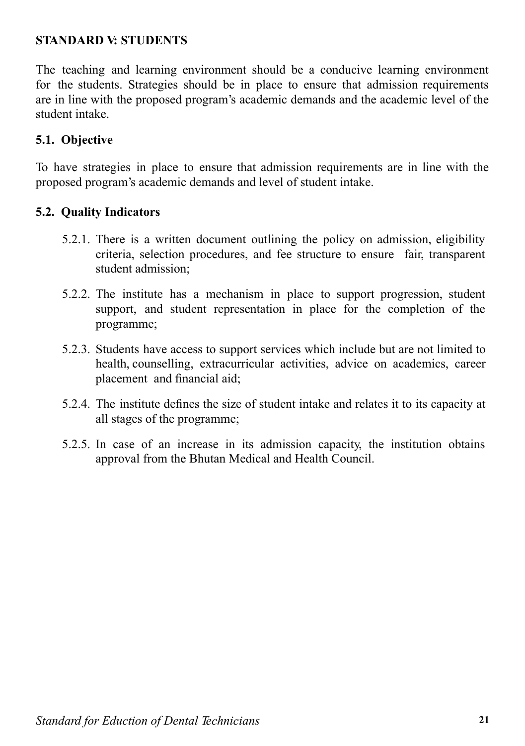## STANDARD V: STUDENTS

The teaching and learning environment should be a conducive learning environment for the students. Strategies should be in place to ensure that admission requirements are in line with the proposed program's academic demands and the academic level of the student intake.

### 5.1. Objective

To have strategies in place to ensure that admission requirements are in line with the proposed program's academic demands and level of student intake.

### 5.2. Quality Indicators

5.2.1. There is a written document outlining the policy on admission, eligibility criteria, selection procedures, and fee structure to ensure fair, transparent student admission;

5.2.2. The institute has a mechanism in place to support progression, student support, and student representation in place for the completion of the programme;

5.2.3. Students have access to support services which include but are not limited to health, counselling, extracurricular activities, advice on academics, career placement and financial aid;

5.2.4. The institute defines the size of student intake and relates it to its capacity at all stages of the programme;

5.2.5. In case of an increase in its admission capacity, the institution obtains approval from the Bhutan Medical and Health Council.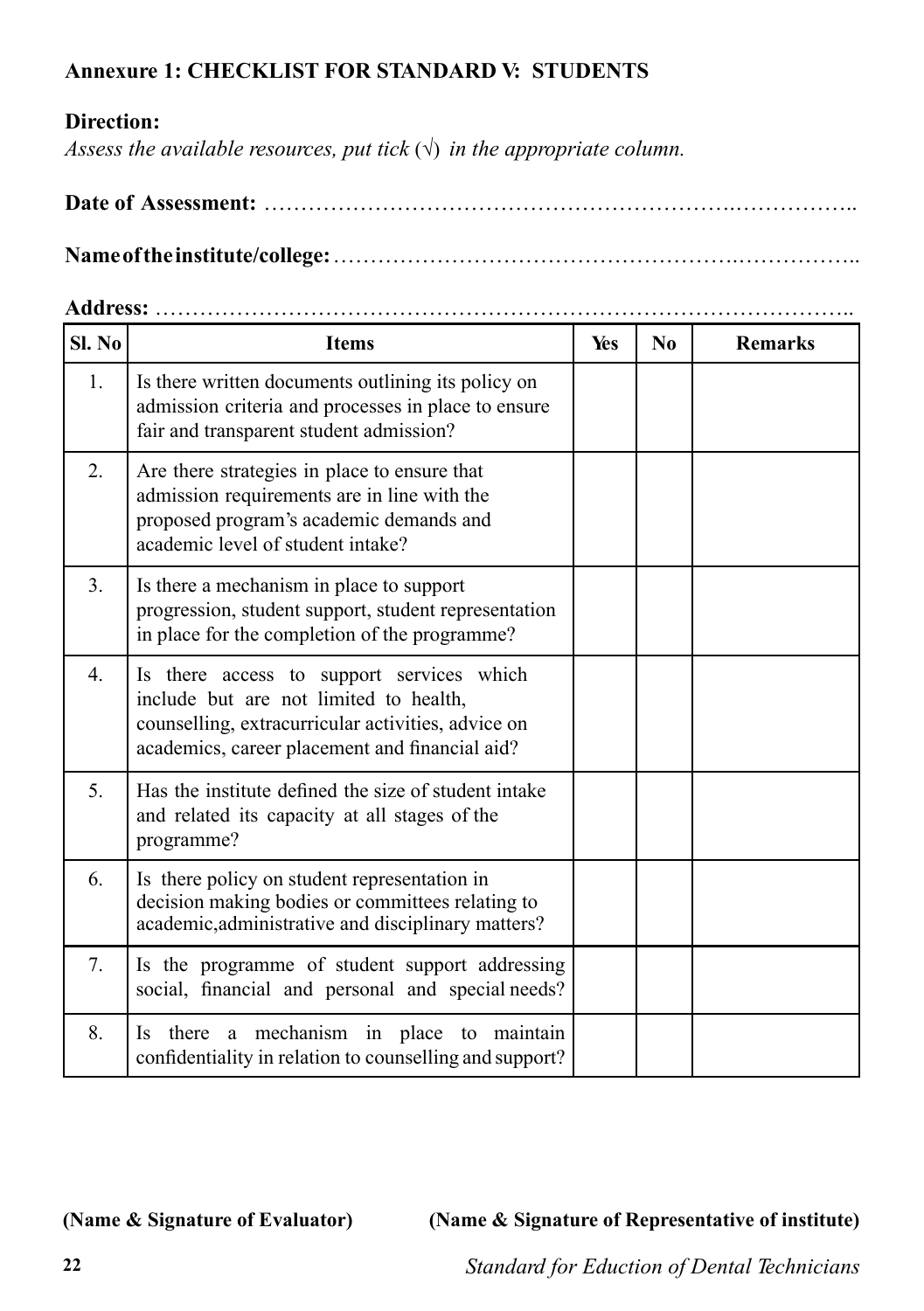## Annexure 1: CHECKLIST FOR STANDARD V: STUDENTS

**Direction:**

*Assess the available resources, put tick (√) in the appropriate column.*

**Date of Assessment:** ……………………………………………………….……………..

**Name of the institute/college:** …………………………………………….……………..

**Address:** ………………………………………………………………………………..

| Sl. No | Items | Yes | No | Remarks |
|---|---|---|---|---|
| 1. | Is there written documents outlining its policy on admission criteria and processes in place to ensure fair and transparent student admission? | | | |
| 2. | Are there strategies in place to ensure that admission requirements are in line with the proposed program's academic demands and academic level of student intake? | | | |
| 3. | Is there a mechanism in place to support progression, student support, student representation in place for the completion of the programme? | | | |
| 4. | Is there access to support services which include but are not limited to health, counselling, extracurricular activities, advice on academics, career placement and financial aid? | | | |
| 5. | Has the institute defined the size of student intake and related its capacity at all stages of the programme? | | | |
| 6. | Is there policy on student representation in decision making bodies or committees relating to academic,administrative and disciplinary matters? | | | |
| 7. | Is the programme of student support addressing social, financial and personal and special needs? | | | |
| 8. | Is there a mechanism in place to maintain confidentiality in relation to counselling and support? | | | |

**(Name & Signature of Evaluator)** **(Name & Signature of Representative of institute)**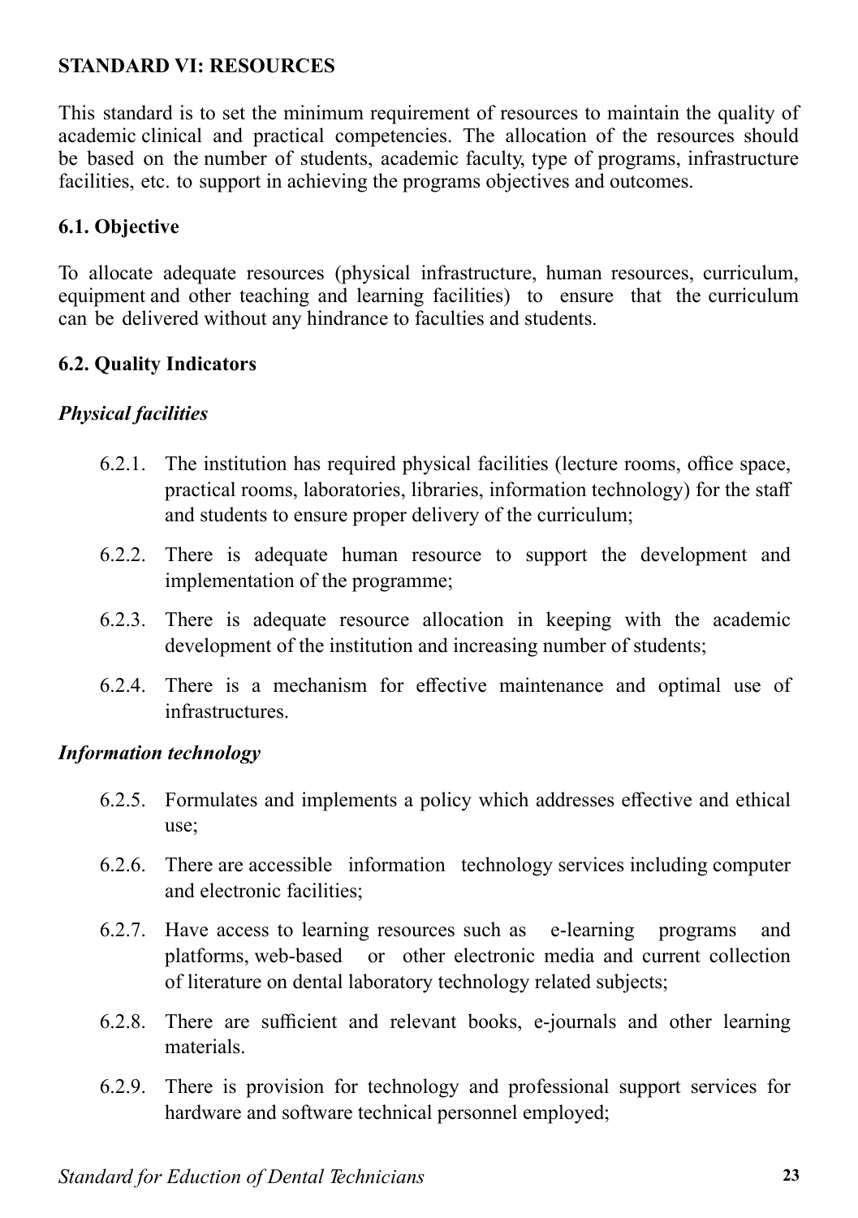## STANDARD VI: RESOURCES

This standard is to set the minimum requirement of resources to maintain the quality of academic clinical and practical competencies. The allocation of the resources should be based on the number of students, academic faculty, type of programs, infrastructure facilities, etc. to support in achieving the programs objectives and outcomes.

### 6.1. Objective

To allocate adequate resources (physical infrastructure, human resources, curriculum, equipment and other teaching and learning facilities) to ensure that the curriculum can be delivered without any hindrance to faculties and students.

### 6.2. Quality Indicators

***Physical facilities***

6.2.1. The institution has required physical facilities (lecture rooms, office space, practical rooms, laboratories, libraries, information technology) for the staff and students to ensure proper delivery of the curriculum;

6.2.2. There is adequate human resource to support the development and implementation of the programme;

6.2.3. There is adequate resource allocation in keeping with the academic development of the institution and increasing number of students;

6.2.4. There is a mechanism for effective maintenance and optimal use of infrastructures.

***Information technology***

6.2.5. Formulates and implements a policy which addresses effective and ethical use;

6.2.6. There are accessible information technology services including computer and electronic facilities;

6.2.7. Have access to learning resources such as e-learning programs and platforms, web-based or other electronic media and current collection of literature on dental laboratory technology related subjects;

6.2.8. There are sufficient and relevant books, e-journals and other learning materials.

6.2.9. There is provision for technology and professional support services for hardware and software technical personnel employed;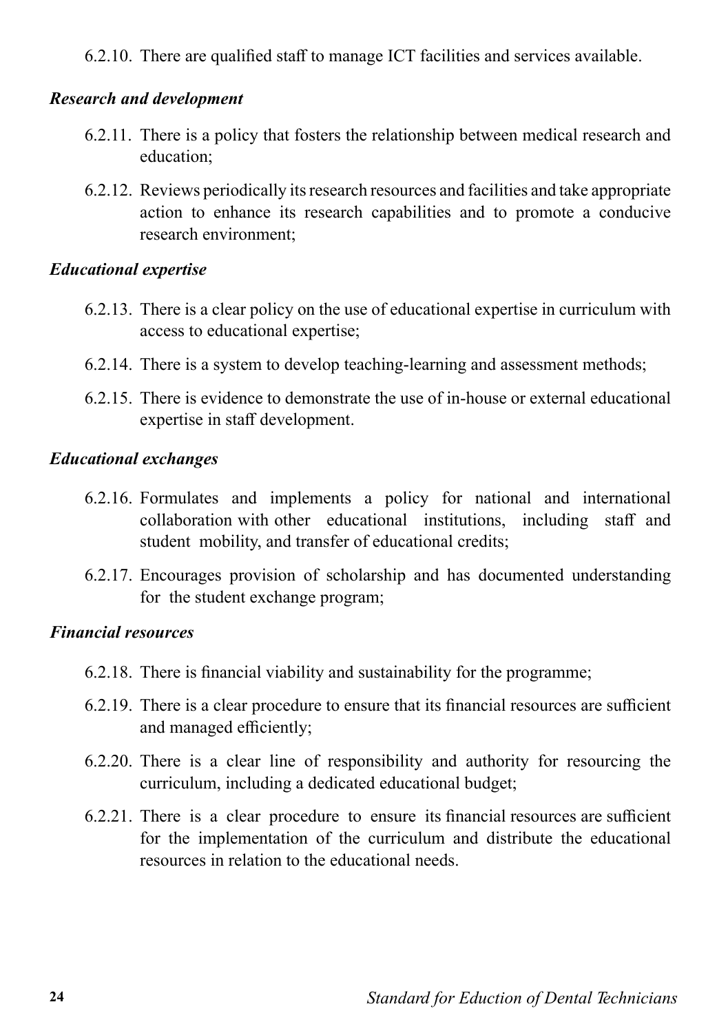6.2.10. There are qualified staff to manage ICT facilities and services available.

***Research and development***

6.2.11. There is a policy that fosters the relationship between medical research and education;

6.2.12. Reviews periodically its research resources and facilities and take appropriate action to enhance its research capabilities and to promote a conducive research environment;

***Educational expertise***

6.2.13. There is a clear policy on the use of educational expertise in curriculum with access to educational expertise;

6.2.14. There is a system to develop teaching-learning and assessment methods;

6.2.15. There is evidence to demonstrate the use of in-house or external educational expertise in staff development.

***Educational exchanges***

6.2.16. Formulates and implements a policy for national and international collaboration with other educational institutions, including staff and student mobility, and transfer of educational credits;

6.2.17. Encourages provision of scholarship and has documented understanding for the student exchange program;

***Financial resources***

6.2.18. There is financial viability and sustainability for the programme;

6.2.19. There is a clear procedure to ensure that its financial resources are sufficient and managed efficiently;

6.2.20. There is a clear line of responsibility and authority for resourcing the curriculum, including a dedicated educational budget;

6.2.21. There is a clear procedure to ensure its financial resources are sufficient for the implementation of the curriculum and distribute the educational resources in relation to the educational needs.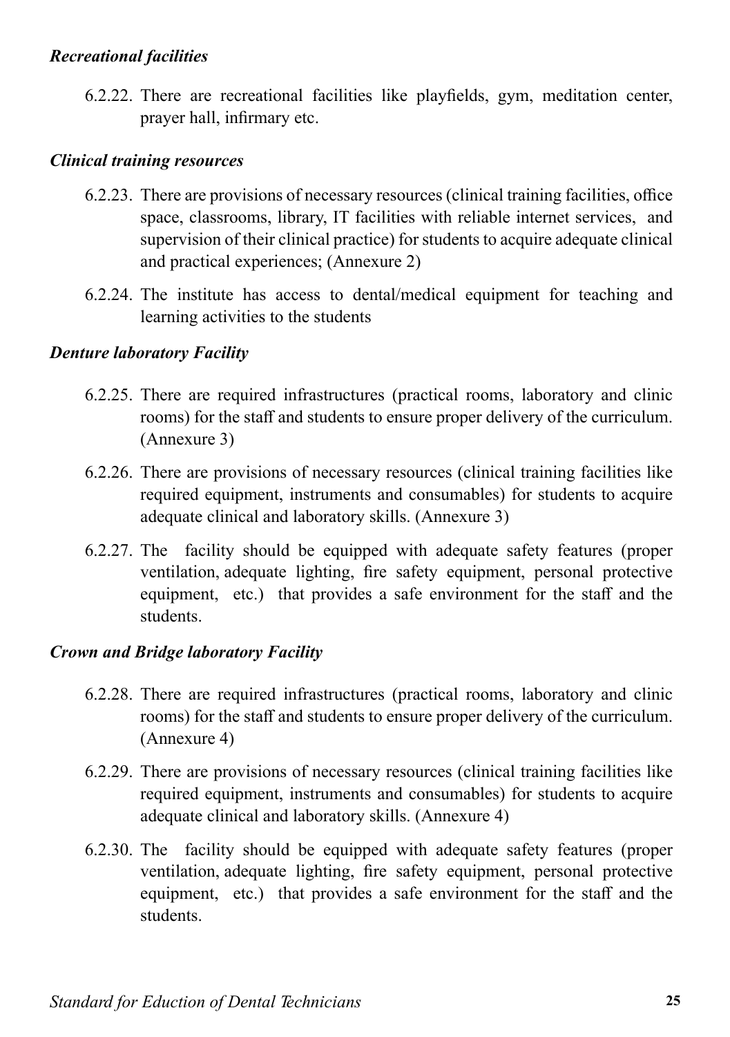***Recreational facilities***

6.2.22. There are recreational facilities like playfields, gym, meditation center, prayer hall, infirmary etc.

***Clinical training resources***

6.2.23. There are provisions of necessary resources (clinical training facilities, office space, classrooms, library, IT facilities with reliable internet services, and supervision of their clinical practice) for students to acquire adequate clinical and practical experiences; (Annexure 2)

6.2.24. The institute has access to dental/medical equipment for teaching and learning activities to the students

***Denture laboratory Facility***

6.2.25. There are required infrastructures (practical rooms, laboratory and clinic rooms) for the staff and students to ensure proper delivery of the curriculum. (Annexure 3)

6.2.26. There are provisions of necessary resources (clinical training facilities like required equipment, instruments and consumables) for students to acquire adequate clinical and laboratory skills. (Annexure 3)

6.2.27. The facility should be equipped with adequate safety features (proper ventilation, adequate lighting, fire safety equipment, personal protective equipment, etc.) that provides a safe environment for the staff and the students.

***Crown and Bridge laboratory Facility***

6.2.28. There are required infrastructures (practical rooms, laboratory and clinic rooms) for the staff and students to ensure proper delivery of the curriculum. (Annexure 4)

6.2.29. There are provisions of necessary resources (clinical training facilities like required equipment, instruments and consumables) for students to acquire adequate clinical and laboratory skills. (Annexure 4)

6.2.30. The facility should be equipped with adequate safety features (proper ventilation, adequate lighting, fire safety equipment, personal protective equipment, etc.) that provides a safe environment for the staff and the students.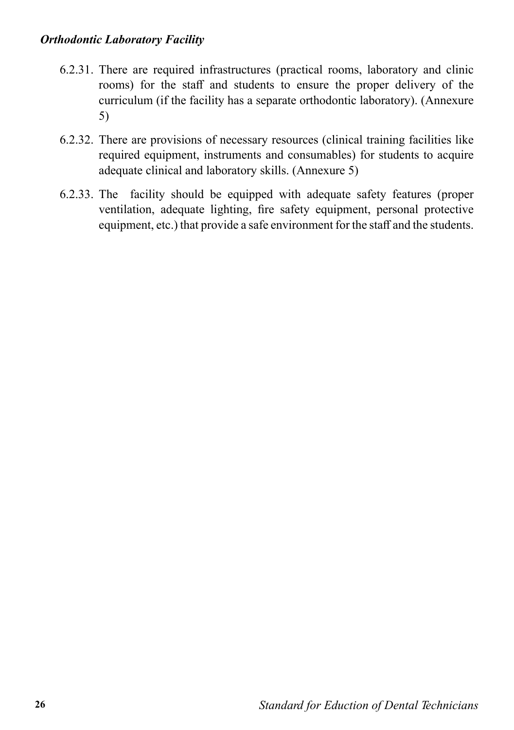***Orthodontic Laboratory Facility***

6.2.31. There are required infrastructures (practical rooms, laboratory and clinic rooms) for the staff and students to ensure the proper delivery of the curriculum (if the facility has a separate orthodontic laboratory). (Annexure 5)

6.2.32. There are provisions of necessary resources (clinical training facilities like required equipment, instruments and consumables) for students to acquire adequate clinical and laboratory skills. (Annexure 5)

6.2.33. The facility should be equipped with adequate safety features (proper ventilation, adequate lighting, fire safety equipment, personal protective equipment, etc.) that provide a safe environment for the staff and the students.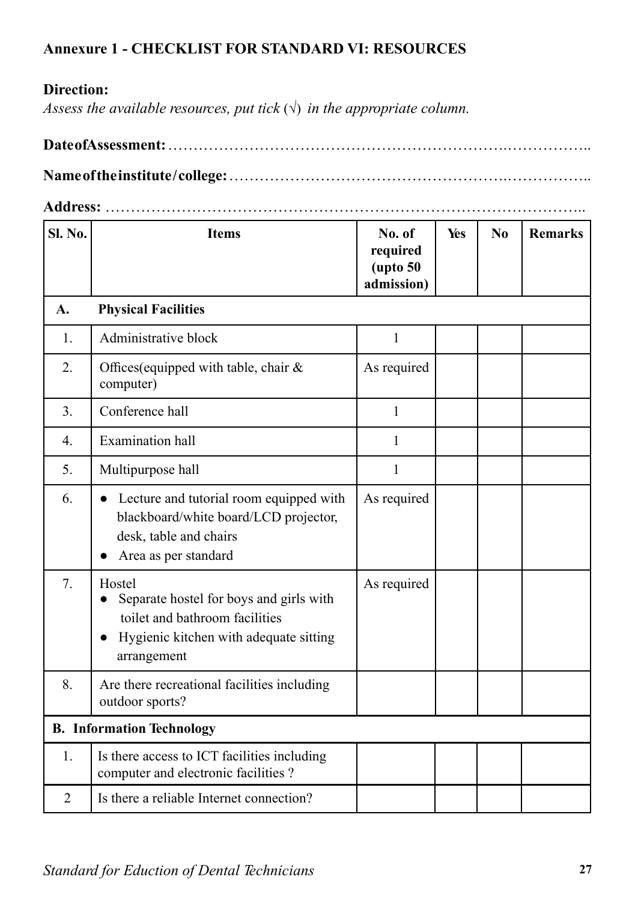## Annexure 1 - CHECKLIST FOR STANDARD VI: RESOURCES

**Direction:**

*Assess the available resources, put tick (√) in the appropriate column.*

**Date of Assessment:** …………………………………………………………….……………..

**Name of the institute / college:** ……………………………………………….……………..

**Address:** ………………………………………………………………………………..

| Sl. No. | Items | No. of required (upto 50 admission) | Yes | No | Remarks |
|---|---|---|---|---|---|
| **A.** | **Physical Facilities** | | | | |
| 1. | Administrative block | 1 | | | |
| 2. | Offices(equipped with table, chair & computer) | As required | | | |
| 3. | Conference hall | 1 | | | |
| 4. | Examination hall | 1 | | | |
| 5. | Multipurpose hall | 1 | | | |
| 6. | ● Lecture and tutorial room equipped with blackboard/white board/LCD projector, desk, table and chairs<br>● Area as per standard | As required | | | |
| 7. | Hostel<br>● Separate hostel for boys and girls with toilet and bathroom facilities<br>● Hygienic kitchen with adequate sitting arrangement | As required | | | |
| 8. | Are there recreational facilities including outdoor sports? | | | | |
| **B.** | **Information Technology** | | | | |
| 1. | Is there access to ICT facilities including computer and electronic facilities ? | | | | |
| 2 | Is there a reliable Internet connection? | | | | |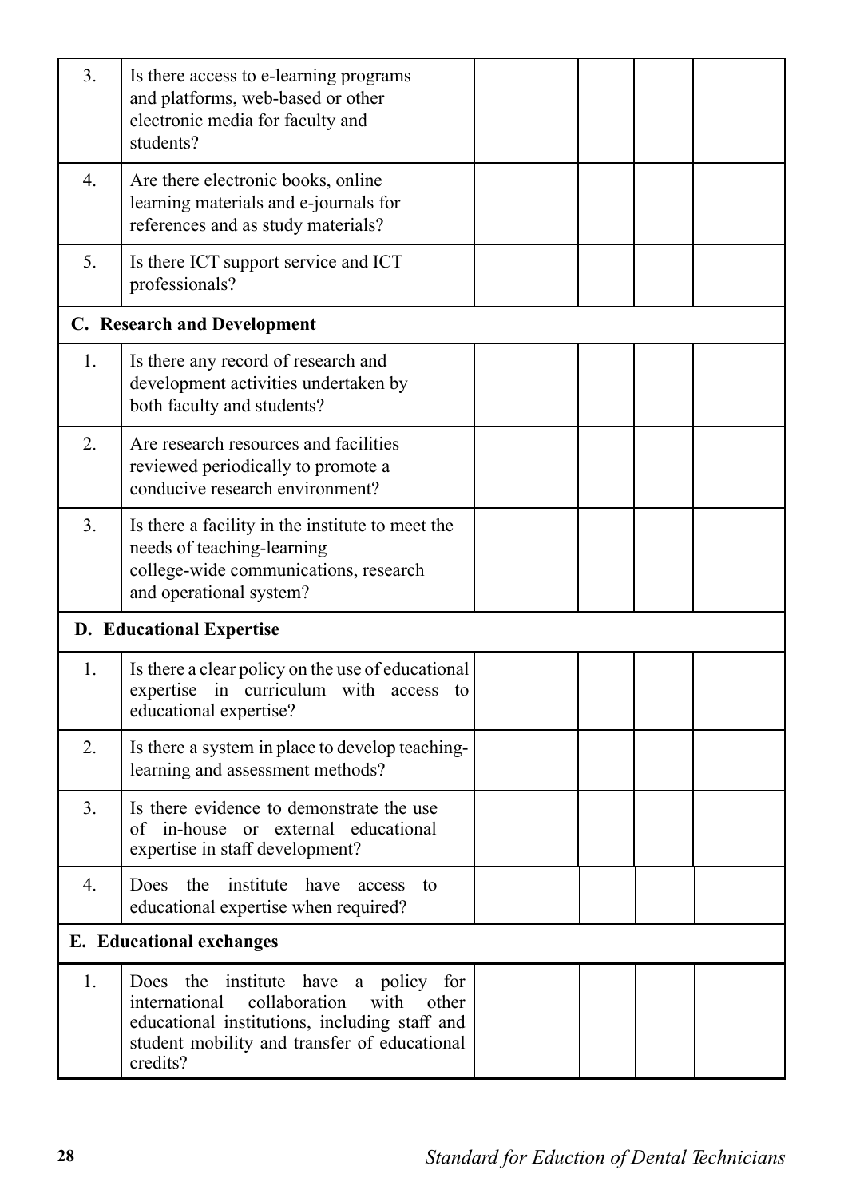| | | | | | |
|---|---|---|---|---|---|
| 3. | Is there access to e-learning programs and platforms, web-based or other electronic media for faculty and students? | | | | |
| 4. | Are there electronic books, online learning materials and e-journals for references and as study materials? | | | | |
| 5. | Is there ICT support service and ICT professionals? | | | | |
| **C. Research and Development** | | | | | |
| 1. | Is there any record of research and development activities undertaken by both faculty and students? | | | | |
| 2. | Are research resources and facilities reviewed periodically to promote a conducive research environment? | | | | |
| 3. | Is there a facility in the institute to meet the needs of teaching-learning college-wide communications, research and operational system? | | | | |
| **D. Educational Expertise** | | | | | |
| 1. | Is there a clear policy on the use of educational expertise in curriculum with access to educational expertise? | | | | |
| 2. | Is there a system in place to develop teaching-learning and assessment methods? | | | | |
| 3. | Is there evidence to demonstrate the use of in-house or external educational expertise in staff development? | | | | |
| 4. | Does the institute have access to educational expertise when required? | | | | |
| **E. Educational exchanges** | | | | | |
| 1. | Does the institute have a policy for international collaboration with other educational institutions, including staff and student mobility and transfer of educational credits? | | | | |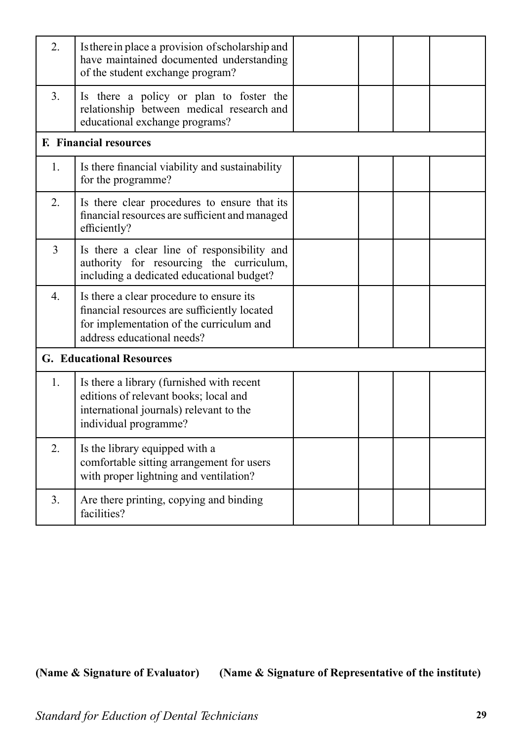| | | | | | |
|---|---|---|---|---|---|
| 2. | Is there in place a provision of scholarship and have maintained documented understanding of the student exchange program? | | | | |
| 3. | Is there a policy or plan to foster the relationship between medical research and educational exchange programs? | | | | |
| **F. Financial resources** | | | | | |
| 1. | Is there financial viability and sustainability for the programme? | | | | |
| 2. | Is there clear procedures to ensure that its financial resources are sufficient and managed efficiently? | | | | |
| 3 | Is there a clear line of responsibility and authority for resourcing the curriculum, including a dedicated educational budget? | | | | |
| 4. | Is there a clear procedure to ensure its financial resources are sufficiently located for implementation of the curriculum and address educational needs? | | | | |
| **G. Educational Resources** | | | | | |
| 1. | Is there a library (furnished with recent editions of relevant books; local and international journals) relevant to the individual programme? | | | | |
| 2. | Is the library equipped with a comfortable sitting arrangement for users with proper lightning and ventilation? | | | | |
| 3. | Are there printing, copying and binding facilities? | | | | |

**(Name & Signature of Evaluator)** **(Name & Signature of Representative of the institute)**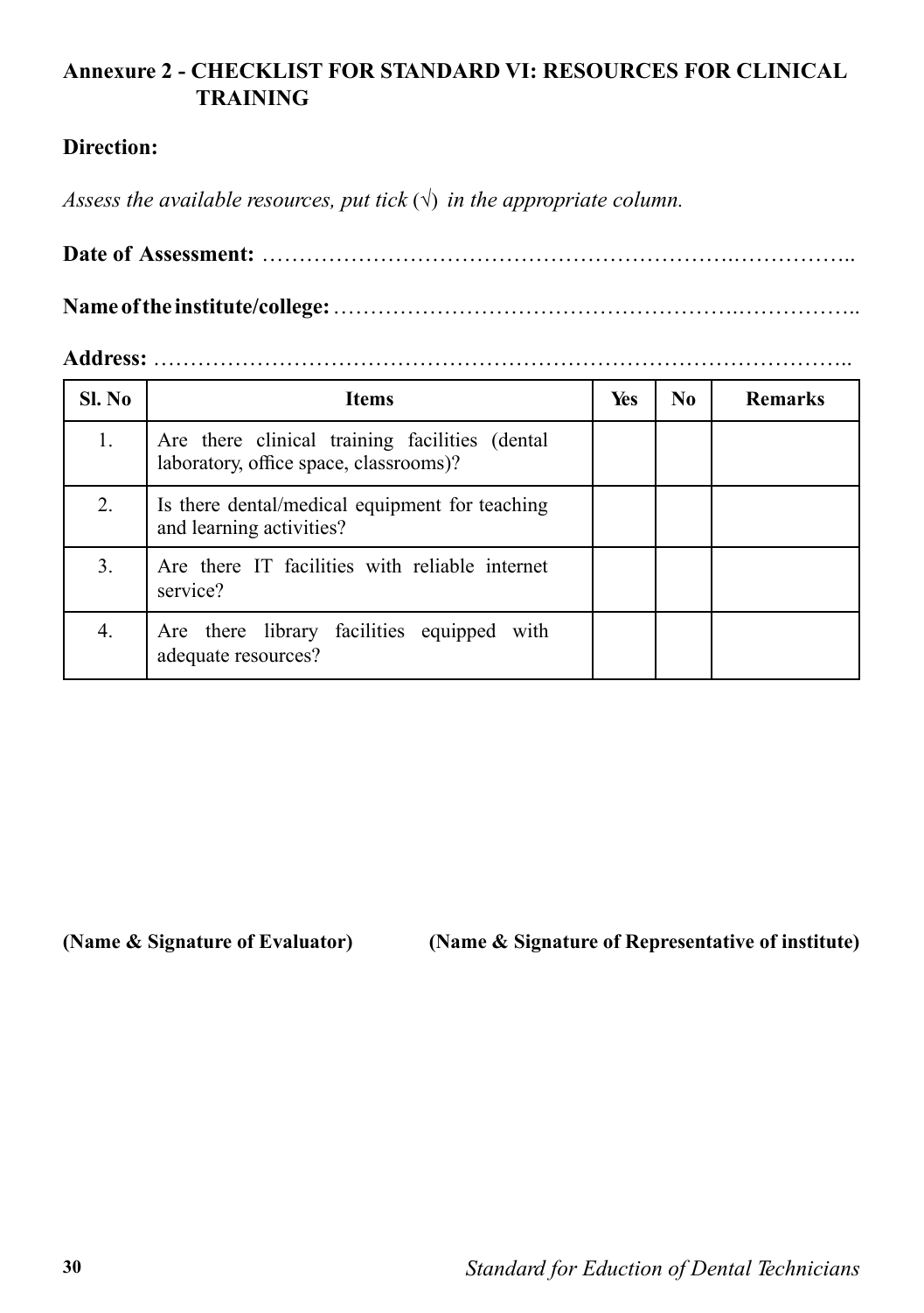## Annexure 2 - CHECKLIST FOR STANDARD VI: RESOURCES FOR CLINICAL TRAINING

**Direction:**

*Assess the available resources, put tick* (√) *in the appropriate column.*

**Date of Assessment:** ……………………………………………………….……………..

**Name of the institute/college:** ……………………………………………….……………..

**Address:** ………………………………………………………………………………..

| Sl. No | Items | Yes | No | Remarks |
|---|---|---|---|---|
| 1. | Are there clinical training facilities (dental laboratory, office space, classrooms)? | | | |
| 2. | Is there dental/medical equipment for teaching and learning activities? | | | |
| 3. | Are there IT facilities with reliable internet service? | | | |
| 4. | Are there library facilities equipped with adequate resources? | | | |

**(Name & Signature of Evaluator)** **(Name & Signature of Representative of institute)**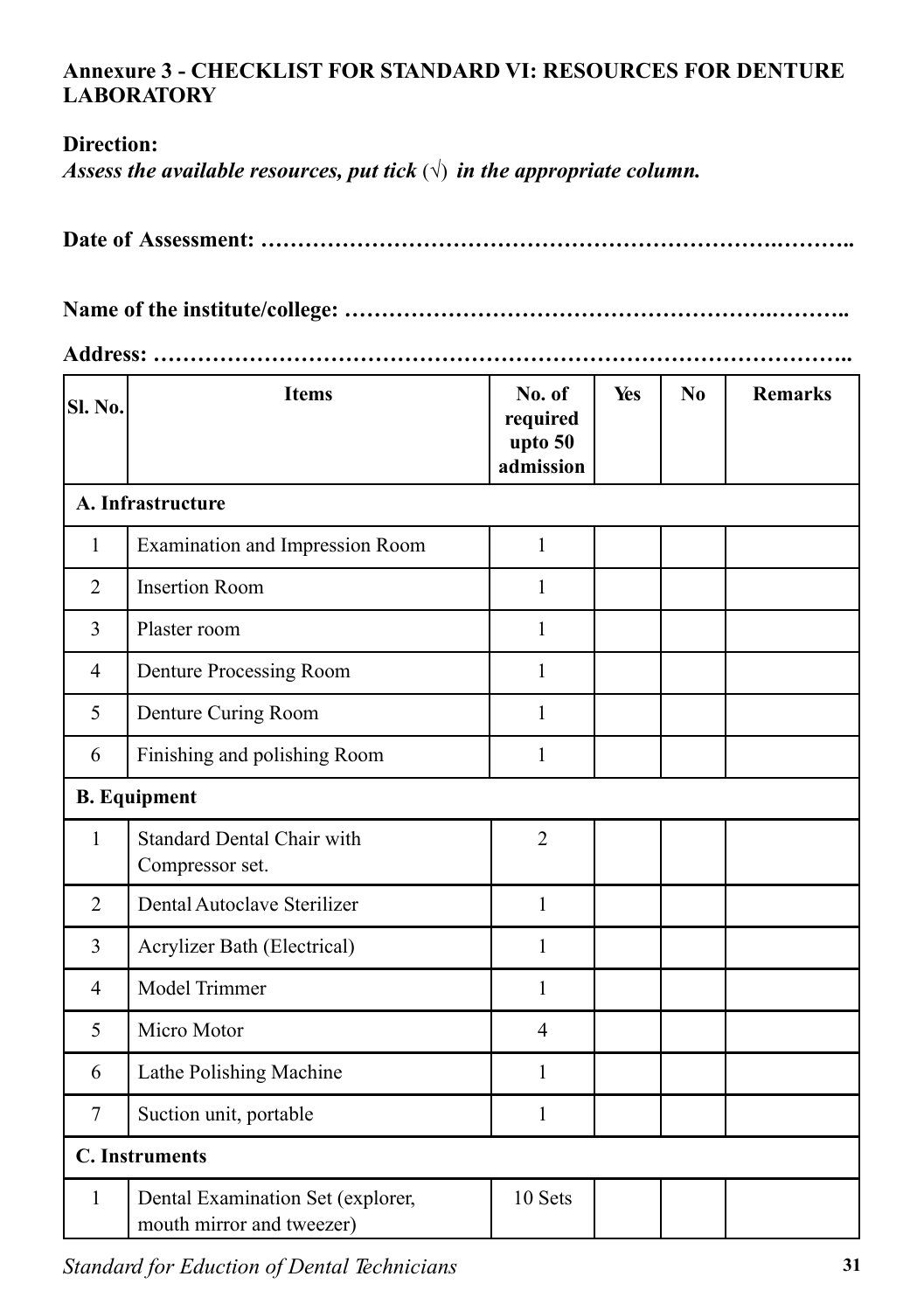## Annexure 3 - CHECKLIST FOR STANDARD VI: RESOURCES FOR DENTURE LABORATORY

**Direction:**

***Assess the available resources, put tick (√) in the appropriate column.***

**Date of Assessment: …………………………………………………………….………..**

**Name of the institute/college: …………………………………………………….………..**

**Address: ……………………………………………………………………………………..**

| Sl. No. | Items | No. of required upto 50 admission | Yes | No | Remarks |
|---|---|---|---|---|---|
| **A. Infrastructure** | | | | | |
| 1 | Examination and Impression Room | 1 | | | |
| 2 | Insertion Room | 1 | | | |
| 3 | Plaster room | 1 | | | |
| 4 | Denture Processing Room | 1 | | | |
| 5 | Denture Curing Room | 1 | | | |
| 6 | Finishing and polishing Room | 1 | | | |
| **B. Equipment** | | | | | |
| 1 | Standard Dental Chair with Compressor set. | 2 | | | |
| 2 | Dental Autoclave Sterilizer | 1 | | | |
| 3 | Acrylizer Bath (Electrical) | 1 | | | |
| 4 | Model Trimmer | 1 | | | |
| 5 | Micro Motor | 4 | | | |
| 6 | Lathe Polishing Machine | 1 | | | |
| 7 | Suction unit, portable | 1 | | | |
| **C. Instruments** | | | | | |
| 1 | Dental Examination Set (explorer, mouth mirror and tweezer) | 10 Sets | | | |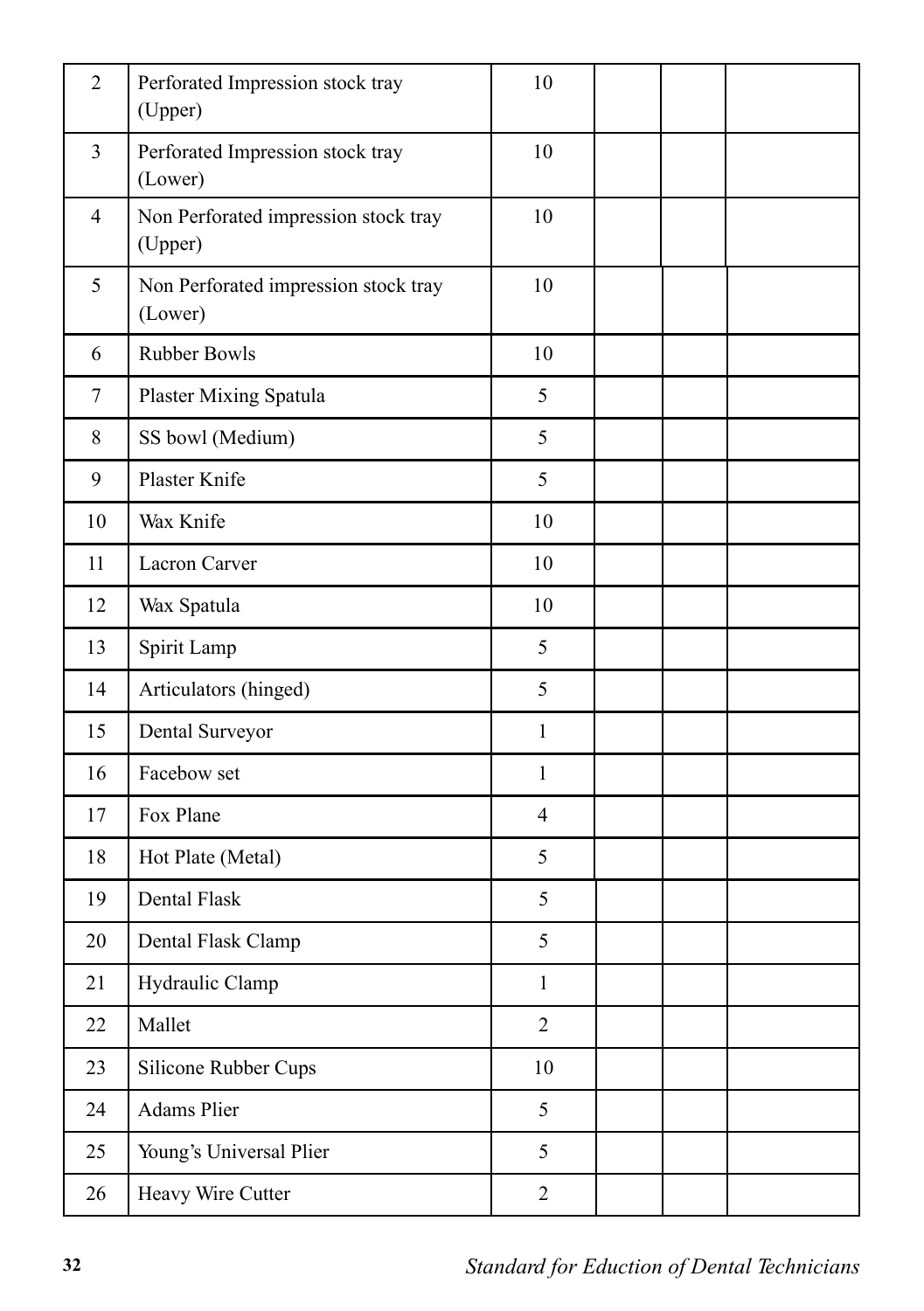| | | | | | |
|---|---|---|---|---|---|
| 2 | Perforated Impression stock tray (Upper) | 10 | | | |
| 3 | Perforated Impression stock tray (Lower) | 10 | | | |
| 4 | Non Perforated impression stock tray (Upper) | 10 | | | |
| 5 | Non Perforated impression stock tray (Lower) | 10 | | | |
| 6 | Rubber Bowls | 10 | | | |
| 7 | Plaster Mixing Spatula | 5 | | | |
| 8 | SS bowl (Medium) | 5 | | | |
| 9 | Plaster Knife | 5 | | | |
| 10 | Wax Knife | 10 | | | |
| 11 | Lacron Carver | 10 | | | |
| 12 | Wax Spatula | 10 | | | |
| 13 | Spirit Lamp | 5 | | | |
| 14 | Articulators (hinged) | 5 | | | |
| 15 | Dental Surveyor | 1 | | | |
| 16 | Facebow set | 1 | | | |
| 17 | Fox Plane | 4 | | | |
| 18 | Hot Plate (Metal) | 5 | | | |
| 19 | Dental Flask | 5 | | | |
| 20 | Dental Flask Clamp | 5 | | | |
| 21 | Hydraulic Clamp | 1 | | | |
| 22 | Mallet | 2 | | | |
| 23 | Silicone Rubber Cups | 10 | | | |
| 24 | Adams Plier | 5 | | | |
| 25 | Young's Universal Plier | 5 | | | |
| 26 | Heavy Wire Cutter | 2 | | | |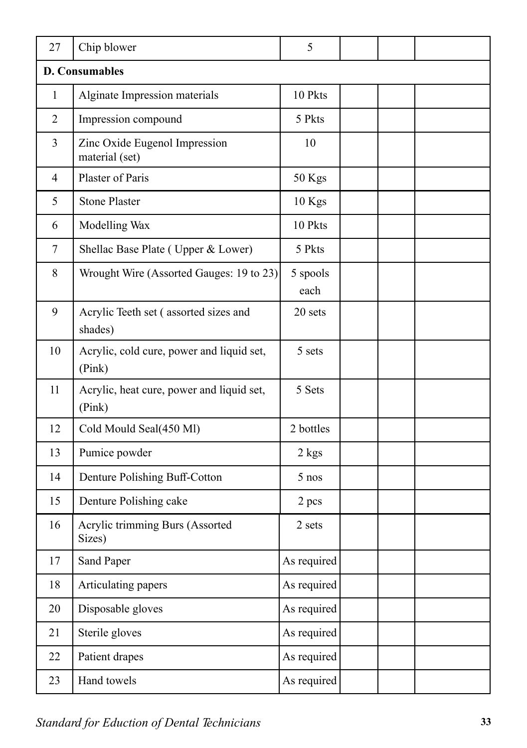| | | | | | |
|---|---|---|---|---|---|
| 27 | Chip blower | 5 | | | |
| **D. Consumables** | | | | | |
| 1 | Alginate Impression materials | 10 Pkts | | | |
| 2 | Impression compound | 5 Pkts | | | |
| 3 | Zinc Oxide Eugenol Impression material (set) | 10 | | | |
| 4 | Plaster of Paris | 50 Kgs | | | |
| 5 | Stone Plaster | 10 Kgs | | | |
| 6 | Modelling Wax | 10 Pkts | | | |
| 7 | Shellac Base Plate ( Upper & Lower) | 5 Pkts | | | |
| 8 | Wrought Wire (Assorted Gauges: 19 to 23) | 5 spools each | | | |
| 9 | Acrylic Teeth set ( assorted sizes and shades) | 20 sets | | | |
| 10 | Acrylic, cold cure, power and liquid set, (Pink) | 5 sets | | | |
| 11 | Acrylic, heat cure, power and liquid set, (Pink) | 5 Sets | | | |
| 12 | Cold Mould Seal(450 Ml) | 2 bottles | | | |
| 13 | Pumice powder | 2 kgs | | | |
| 14 | Denture Polishing Buff-Cotton | 5 nos | | | |
| 15 | Denture Polishing cake | 2 pcs | | | |
| 16 | Acrylic trimming Burs (Assorted Sizes) | 2 sets | | | |
| 17 | Sand Paper | As required | | | |
| 18 | Articulating papers | As required | | | |
| 20 | Disposable gloves | As required | | | |
| 21 | Sterile gloves | As required | | | |
| 22 | Patient drapes | As required | | | |
| 23 | Hand towels | As required | | | |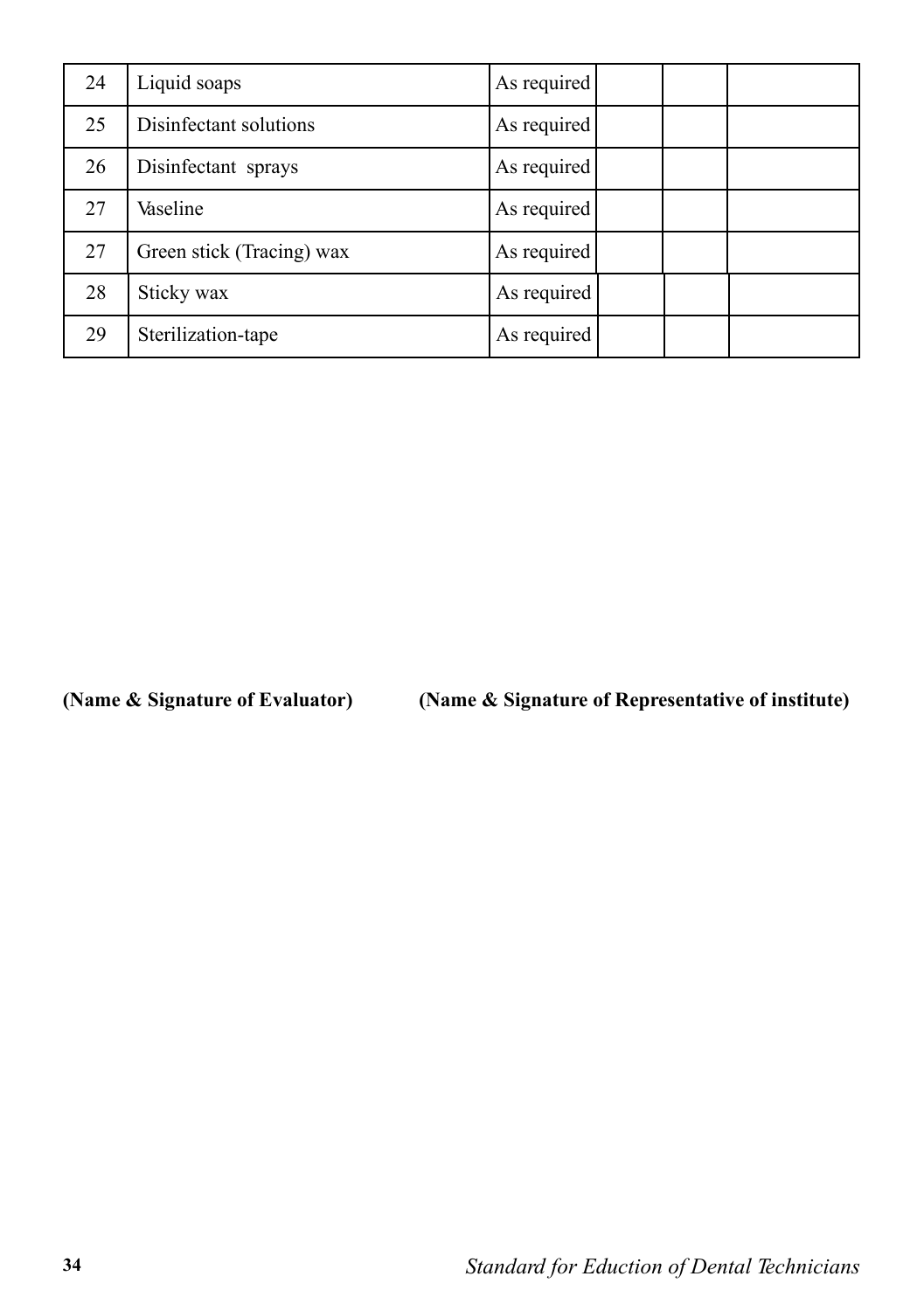| | | | | | |
|---|---|---|---|---|---|
| 24 | Liquid soaps | As required | | | |
| 25 | Disinfectant solutions | As required | | | |
| 26 | Disinfectant sprays | As required | | | |
| 27 | Vaseline | As required | | | |
| 27 | Green stick (Tracing) wax | As required | | | |
| 28 | Sticky wax | As required | | | |
| 29 | Sterilization-tape | As required | | | |

**(Name & Signature of Evaluator)** **(Name & Signature of Representative of institute)**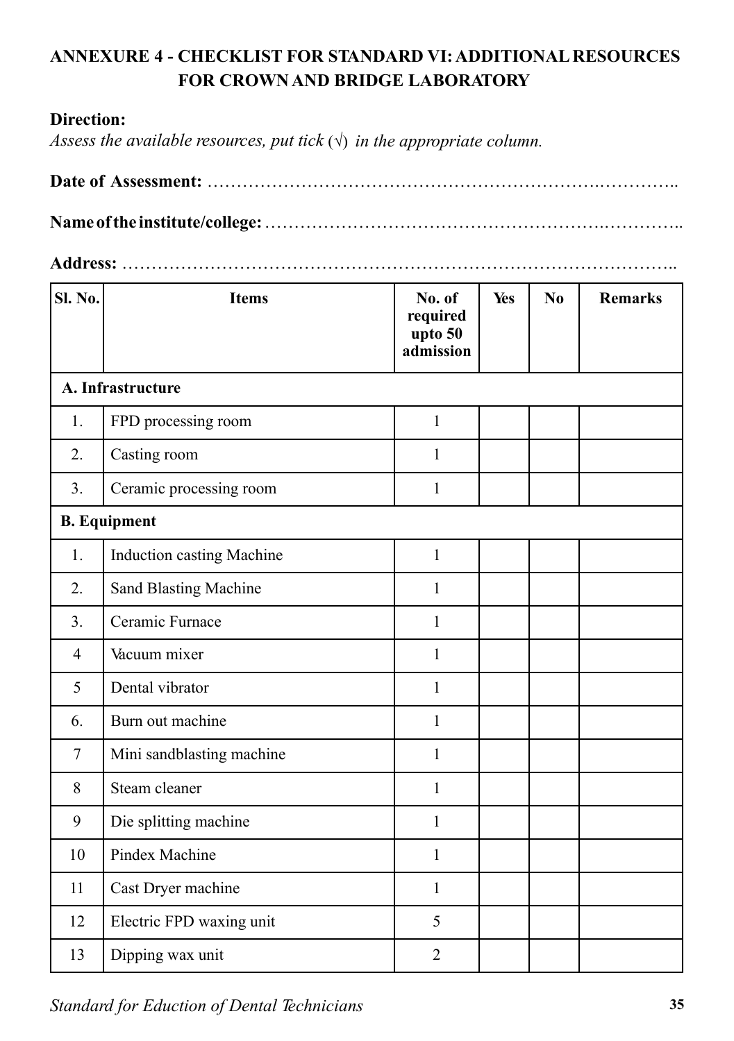## ANNEXURE 4 - CHECKLIST FOR STANDARD VI: ADDITIONAL RESOURCES FOR CROWN AND BRIDGE LABORATORY

**Direction:**

*Assess the available resources, put tick (√) in the appropriate column.*

**Date of Assessment:** ……………………………………………………….…………..

**Name of the institute/college:** ………………………………………………….…………..

**Address:** ………………………………………………………………………………..

| Sl. No. | Items | No. of required upto 50 admission | Yes | No | Remarks |
|---|---|---|---|---|---|
| **A. Infrastructure** | | | | | |
| 1. | FPD processing room | 1 | | | |
| 2. | Casting room | 1 | | | |
| 3. | Ceramic processing room | 1 | | | |
| **B. Equipment** | | | | | |
| 1. | Induction casting Machine | 1 | | | |
| 2. | Sand Blasting Machine | 1 | | | |
| 3. | Ceramic Furnace | 1 | | | |
| 4 | Vacuum mixer | 1 | | | |
| 5 | Dental vibrator | 1 | | | |
| 6. | Burn out machine | 1 | | | |
| 7 | Mini sandblasting machine | 1 | | | |
| 8 | Steam cleaner | 1 | | | |
| 9 | Die splitting machine | 1 | | | |
| 10 | Pindex Machine | 1 | | | |
| 11 | Cast Dryer machine | 1 | | | |
| 12 | Electric FPD waxing unit | 5 | | | |
| 13 | Dipping wax unit | 2 | | | |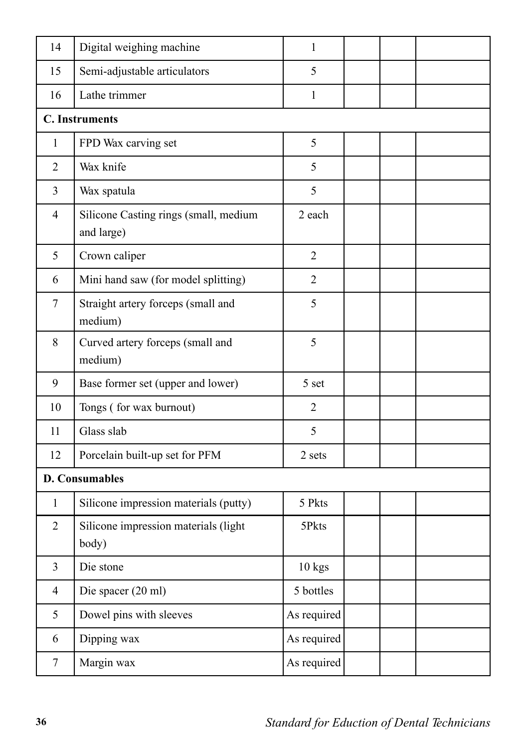| 14 | Digital weighing machine | 1 | | | |
|---|---|---|---|---|---|
| 15 | Semi-adjustable articulators | 5 | | | |
| 16 | Lathe trimmer | 1 | | | |
| **C. Instruments** | | | | | |
| 1 | FPD Wax carving set | 5 | | | |
| 2 | Wax knife | 5 | | | |
| 3 | Wax spatula | 5 | | | |
| 4 | Silicone Casting rings (small, medium and large) | 2 each | | | |
| 5 | Crown caliper | 2 | | | |
| 6 | Mini hand saw (for model splitting) | 2 | | | |
| 7 | Straight artery forceps (small and medium) | 5 | | | |
| 8 | Curved artery forceps (small and medium) | 5 | | | |
| 9 | Base former set (upper and lower) | 5 set | | | |
| 10 | Tongs ( for wax burnout) | 2 | | | |
| 11 | Glass slab | 5 | | | |
| 12 | Porcelain built-up set for PFM | 2 sets | | | |
| **D. Consumables** | | | | | |
| 1 | Silicone impression materials (putty) | 5 Pkts | | | |
| 2 | Silicone impression materials (light body) | 5Pkts | | | |
| 3 | Die stone | 10 kgs | | | |
| 4 | Die spacer (20 ml) | 5 bottles | | | |
| 5 | Dowel pins with sleeves | As required | | | |
| 6 | Dipping wax | As required | | | |
| 7 | Margin wax | As required | | | |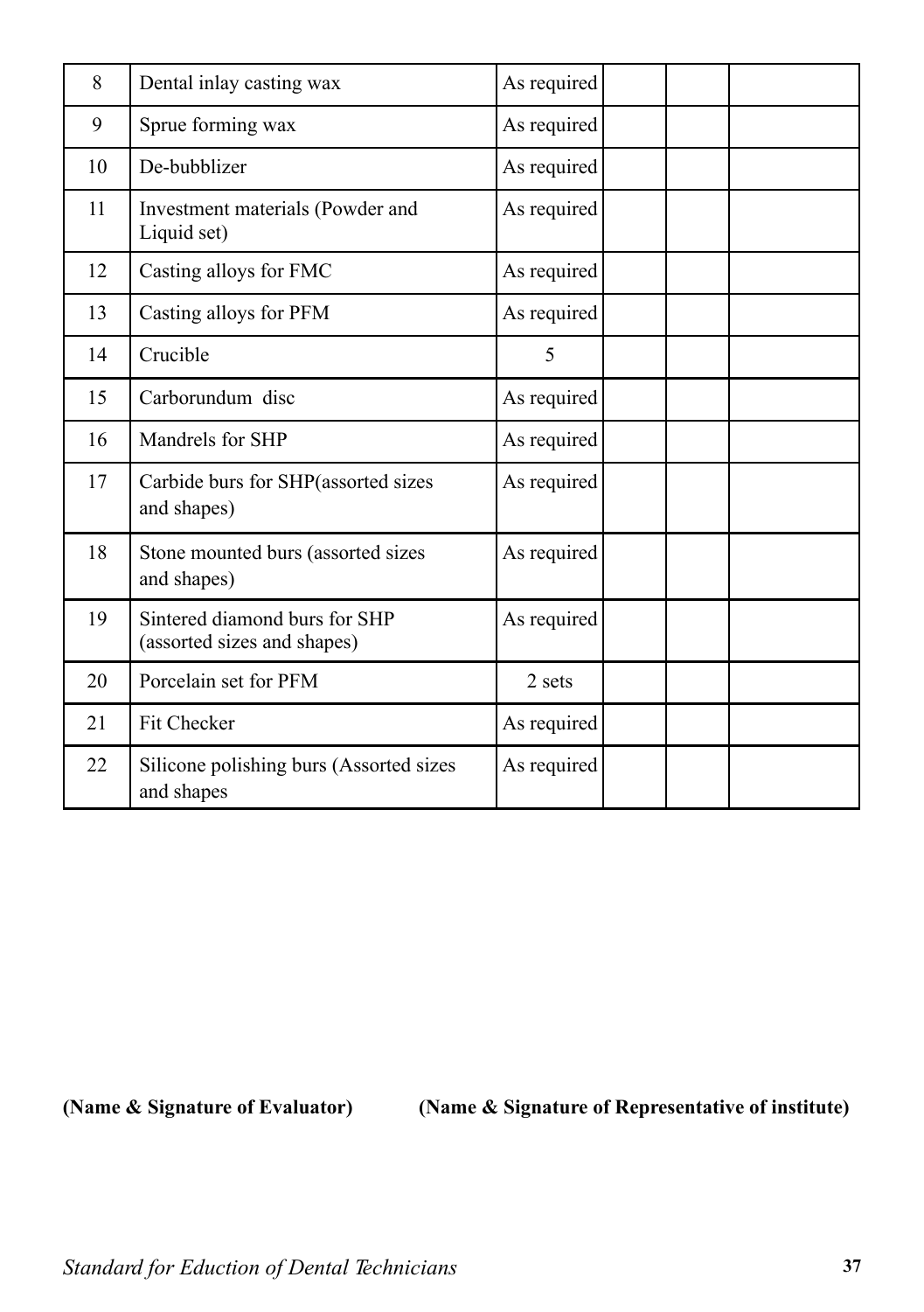| | | | | | |
|---|---|---|---|---|---|
| 8 | Dental inlay casting wax | As required | | | |
| 9 | Sprue forming wax | As required | | | |
| 10 | De-bubblizer | As required | | | |
| 11 | Investment materials (Powder and Liquid set) | As required | | | |
| 12 | Casting alloys for FMC | As required | | | |
| 13 | Casting alloys for PFM | As required | | | |
| 14 | Crucible | 5 | | | |
| 15 | Carborundum disc | As required | | | |
| 16 | Mandrels for SHP | As required | | | |
| 17 | Carbide burs for SHP(assorted sizes and shapes) | As required | | | |
| 18 | Stone mounted burs (assorted sizes and shapes) | As required | | | |
| 19 | Sintered diamond burs for SHP (assorted sizes and shapes) | As required | | | |
| 20 | Porcelain set for PFM | 2 sets | | | |
| 21 | Fit Checker | As required | | | |
| 22 | Silicone polishing burs (Assorted sizes and shapes | As required | | | |

**(Name & Signature of Evaluator)** **(Name & Signature of Representative of institute)**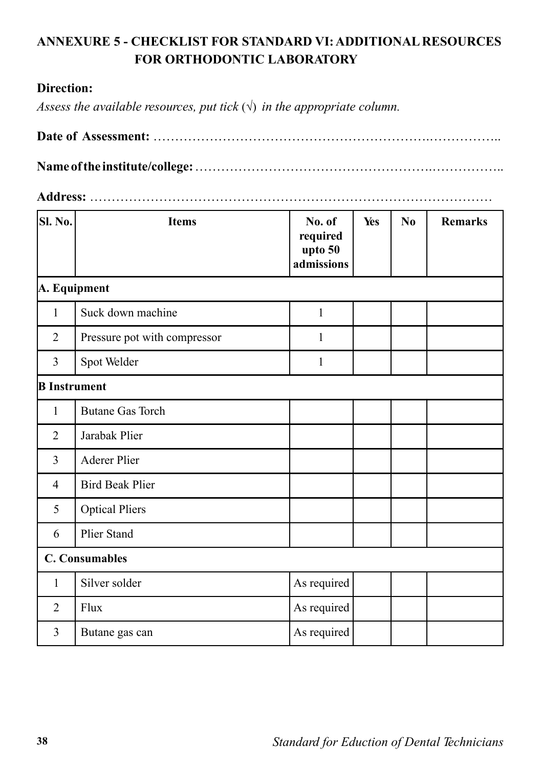## ANNEXURE 5 - CHECKLIST FOR STANDARD VI: ADDITIONAL RESOURCES FOR ORTHODONTIC LABORATORY

**Direction:**

*Assess the available resources, put tick (√) in the appropriate column.*

**Date of Assessment:** ……………………………………………………….……………..

**Name of the institute/college:** ……………………………………………….……………..

**Address:** ………………………………………………………………………………

| Sl. No. | Items | No. of required upto 50 admissions | Yes | No | Remarks |
|---|---|---|---|---|---|
| **A. Equipment** | | | | | |
| 1 | Suck down machine | 1 | | | |
| 2 | Pressure pot with compressor | 1 | | | |
| 3 | Spot Welder | 1 | | | |
| **B Instrument** | | | | | |
| 1 | Butane Gas Torch | | | | |
| 2 | Jarabak Plier | | | | |
| 3 | Aderer Plier | | | | |
| 4 | Bird Beak Plier | | | | |
| 5 | Optical Pliers | | | | |
| 6 | Plier Stand | | | | |
| **C. Consumables** | | | | | |
| 1 | Silver solder | As required | | | |
| 2 | Flux | As required | | | |
| 3 | Butane gas can | As required | | | |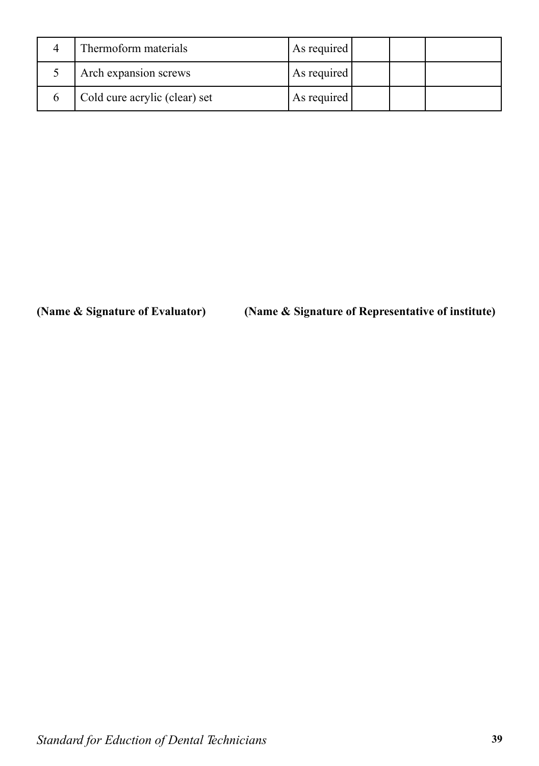| 4 | Thermoform materials | As required | | | |
|---|---|---|---|---|---|
| 5 | Arch expansion screws | As required | | | |
| 6 | Cold cure acrylic (clear) set | As required | | | |

**(Name & Signature of Evaluator)** **(Name & Signature of Representative of institute)**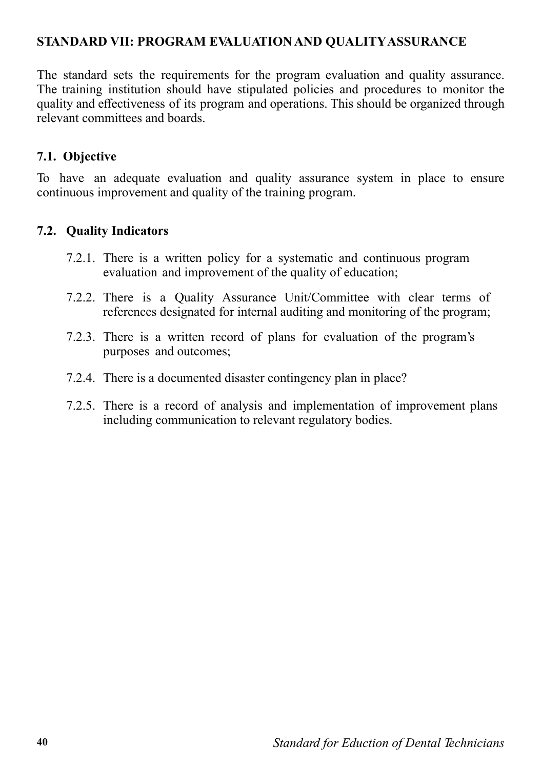## STANDARD VII: PROGRAM EVALUATION AND QUALITY ASSURANCE

The standard sets the requirements for the program evaluation and quality assurance. The training institution should have stipulated policies and procedures to monitor the quality and effectiveness of its program and operations. This should be organized through relevant committees and boards.

### 7.1. Objective

To have an adequate evaluation and quality assurance system in place to ensure continuous improvement and quality of the training program.

### 7.2. Quality Indicators

7.2.1. There is a written policy for a systematic and continuous program evaluation and improvement of the quality of education;

7.2.2. There is a Quality Assurance Unit/Committee with clear terms of references designated for internal auditing and monitoring of the program;

7.2.3. There is a written record of plans for evaluation of the program's purposes and outcomes;

7.2.4. There is a documented disaster contingency plan in place?

7.2.5. There is a record of analysis and implementation of improvement plans including communication to relevant regulatory bodies.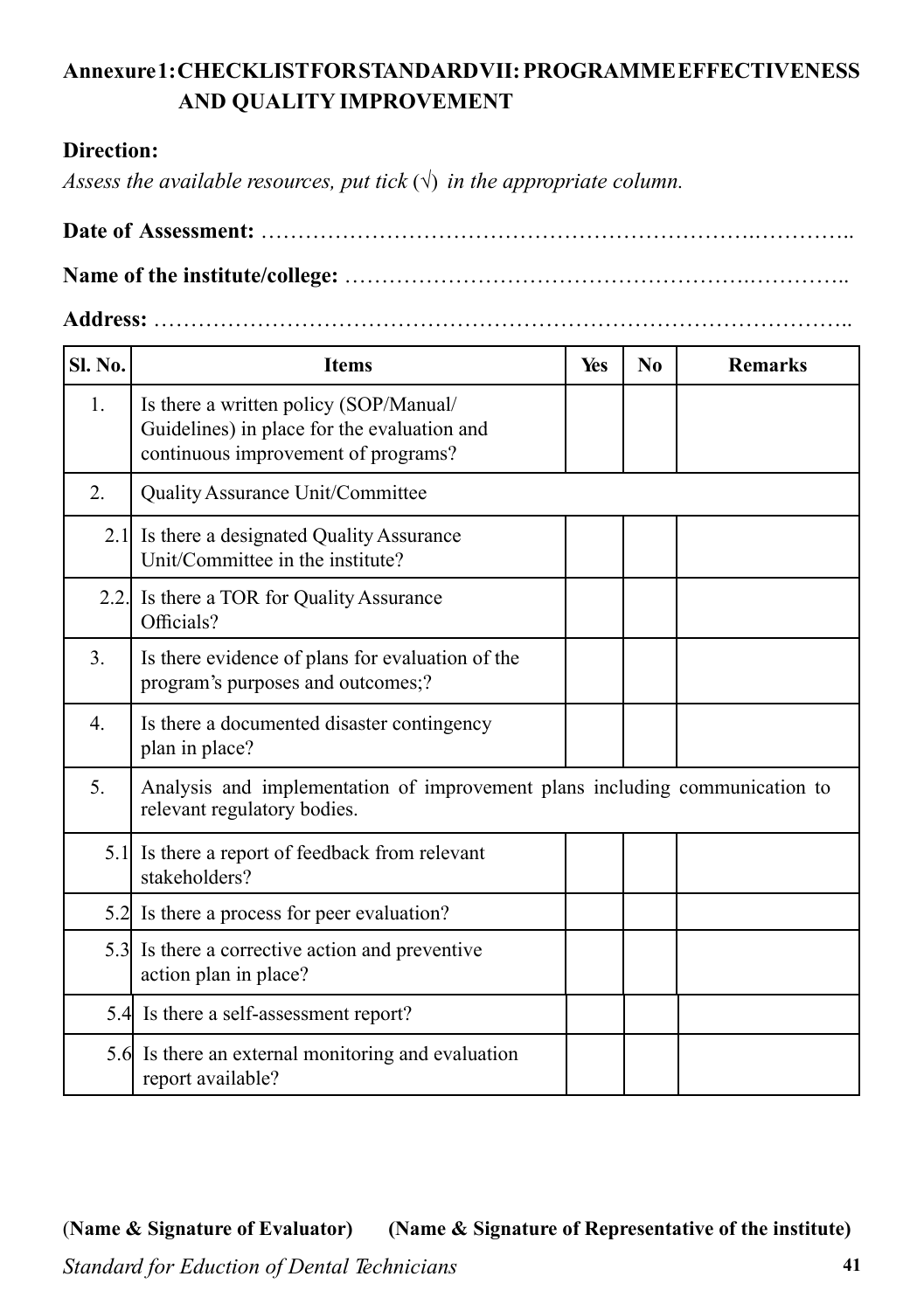# Annexure 1: CHECKLIST FOR STANDARD VII: PROGRAMME EFFECTIVENESS AND QUALITY IMPROVEMENT

**Direction:**

*Assess the available resources, put tick (√) in the appropriate column.*

**Date of Assessment:** ……………………………………………………….…………..

**Name of the institute/college:** …………………………………………….…………..

**Address:** ………………………………………………………………………………..

| Sl. No. | Items | Yes | No | Remarks |
|---|---|---|---|---|
| 1. | Is there a written policy (SOP/Manual/ Guidelines) in place for the evaluation and continuous improvement of programs? | | | |
| 2. | Quality Assurance Unit/Committee | | | |
| 2.1 | Is there a designated Quality Assurance Unit/Committee in the institute? | | | |
| 2.2. | Is there a TOR for Quality Assurance Officials? | | | |
| 3. | Is there evidence of plans for evaluation of the program's purposes and outcomes;? | | | |
| 4. | Is there a documented disaster contingency plan in place? | | | |
| 5. | Analysis and implementation of improvement plans including communication to relevant regulatory bodies. | | | |
| 5.1 | Is there a report of feedback from relevant stakeholders? | | | |
| 5.2 | Is there a process for peer evaluation? | | | |
| 5.3 | Is there a corrective action and preventive action plan in place? | | | |
| 5.4 | Is there a self-assessment report? | | | |
| 5.6 | Is there an external monitoring and evaluation report available? | | | |

**(Name & Signature of Evaluator)** **(Name & Signature of Representative of the institute)**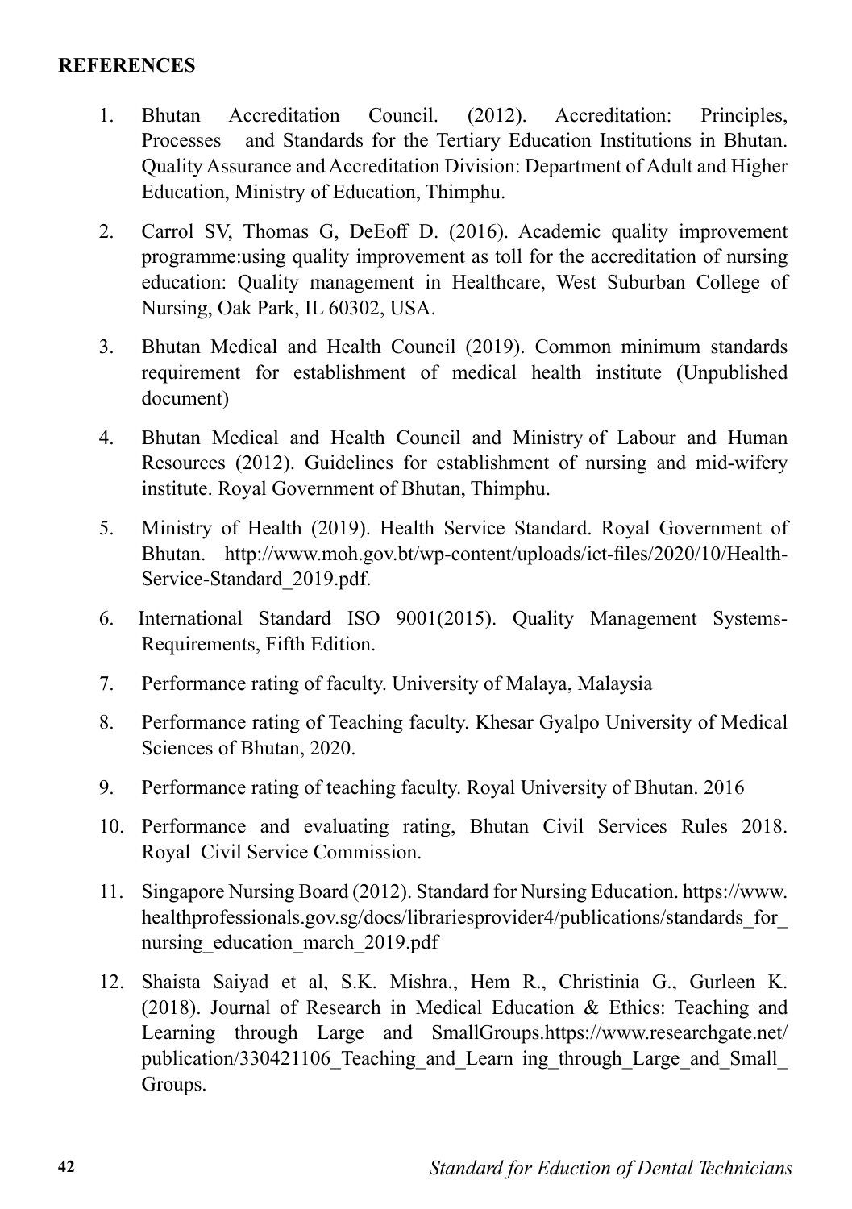**REFERENCES**

1. Bhutan Accreditation Council. (2012). Accreditation: Principles, Processes and Standards for the Tertiary Education Institutions in Bhutan. Quality Assurance and Accreditation Division: Department of Adult and Higher Education, Ministry of Education, Thimphu.
2. Carrol SV, Thomas G, DeEoff D. (2016). Academic quality improvement programme:using quality improvement as toll for the accreditation of nursing education: Quality management in Healthcare, West Suburban College of Nursing, Oak Park, IL 60302, USA.
3. Bhutan Medical and Health Council (2019). Common minimum standards requirement for establishment of medical health institute (Unpublished document)
4. Bhutan Medical and Health Council and Ministry of Labour and Human Resources (2012). Guidelines for establishment of nursing and mid-wifery institute. Royal Government of Bhutan, Thimphu.
5. Ministry of Health (2019). Health Service Standard. Royal Government of Bhutan. http://www.moh.gov.bt/wp-content/uploads/ict-files/2020/10/Health-Service-Standard_2019.pdf.
6. International Standard ISO 9001(2015). Quality Management Systems-Requirements, Fifth Edition.
7. Performance rating of faculty. University of Malaya, Malaysia
8. Performance rating of Teaching faculty. Khesar Gyalpo University of Medical Sciences of Bhutan, 2020.
9. Performance rating of teaching faculty. Royal University of Bhutan. 2016
10. Performance and evaluating rating, Bhutan Civil Services Rules 2018. Royal Civil Service Commission.
11. Singapore Nursing Board (2012). Standard for Nursing Education. https://www.healthprofessionals.gov.sg/docs/librariesprovider4/publications/standards_for_nursing_education_march_2019.pdf
12. Shaista Saiyad et al, S.K. Mishra., Hem R., Christinia G., Gurleen K. (2018). Journal of Research in Medical Education & Ethics: Teaching and Learning through Large and SmallGroups.https://www.researchgate.net/publication/330421106_Teaching_and_Learn ing_through_Large_and_Small_Groups.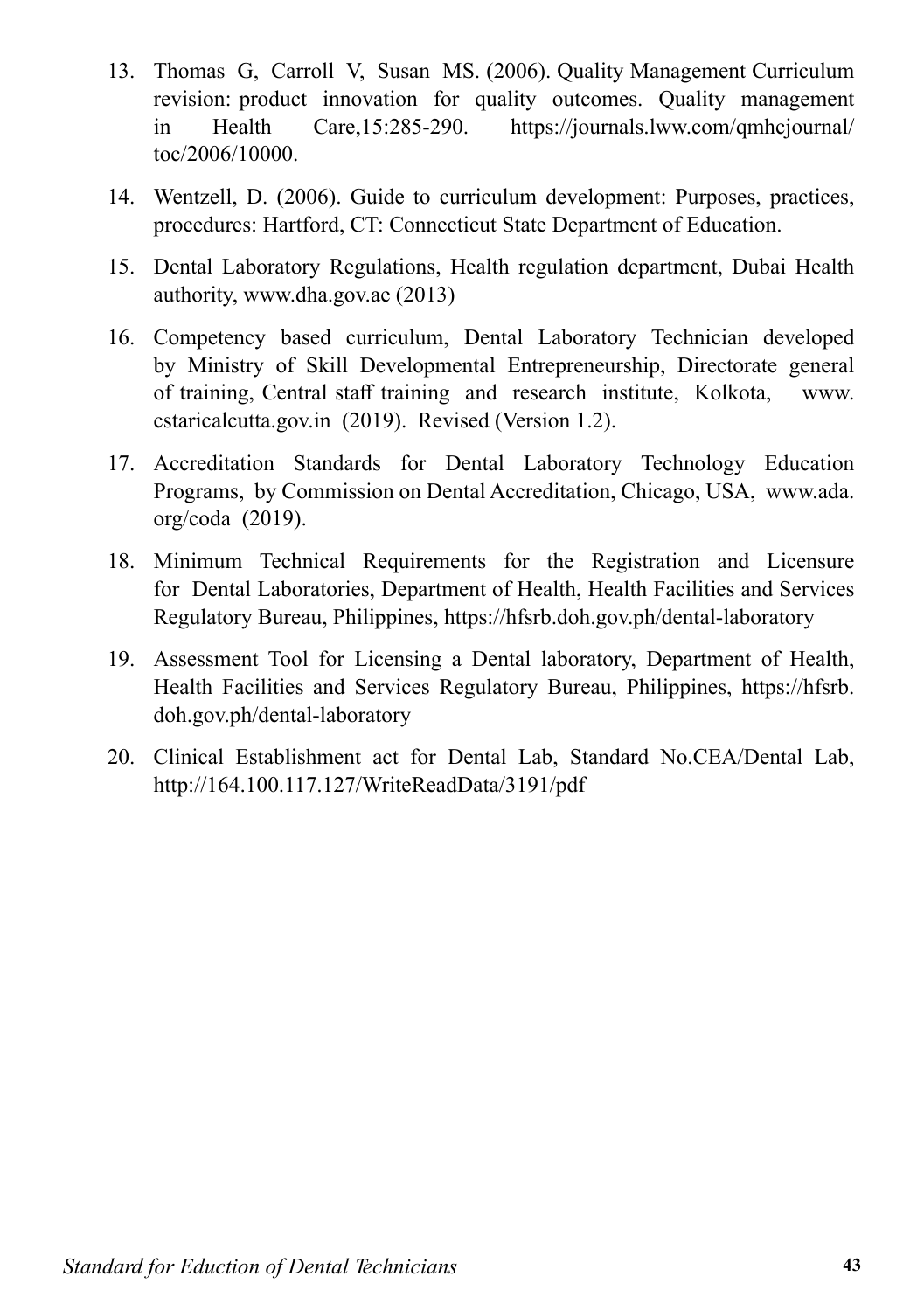13. Thomas G, Carroll V, Susan MS. (2006). Quality Management Curriculum revision: product innovation for quality outcomes. Quality management in Health Care,15:285-290. https://journals.lww.com/qmhcjournal/toc/2006/10000.
14. Wentzell, D. (2006). Guide to curriculum development: Purposes, practices, procedures: Hartford, CT: Connecticut State Department of Education.
15. Dental Laboratory Regulations, Health regulation department, Dubai Health authority, www.dha.gov.ae (2013)
16. Competency based curriculum, Dental Laboratory Technician developed by Ministry of Skill Developmental Entrepreneurship, Directorate general of training, Central staff training and research institute, Kolkota, www.cstaricalcutta.gov.in (2019). Revised (Version 1.2).
17. Accreditation Standards for Dental Laboratory Technology Education Programs, by Commission on Dental Accreditation, Chicago, USA, www.ada.org/coda (2019).
18. Minimum Technical Requirements for the Registration and Licensure for Dental Laboratories, Department of Health, Health Facilities and Services Regulatory Bureau, Philippines, https://hfsrb.doh.gov.ph/dental-laboratory
19. Assessment Tool for Licensing a Dental laboratory, Department of Health, Health Facilities and Services Regulatory Bureau, Philippines, https://hfsrb.doh.gov.ph/dental-laboratory
20. Clinical Establishment act for Dental Lab, Standard No.CEA/Dental Lab, http://164.100.117.127/WriteReadData/3191/pdf